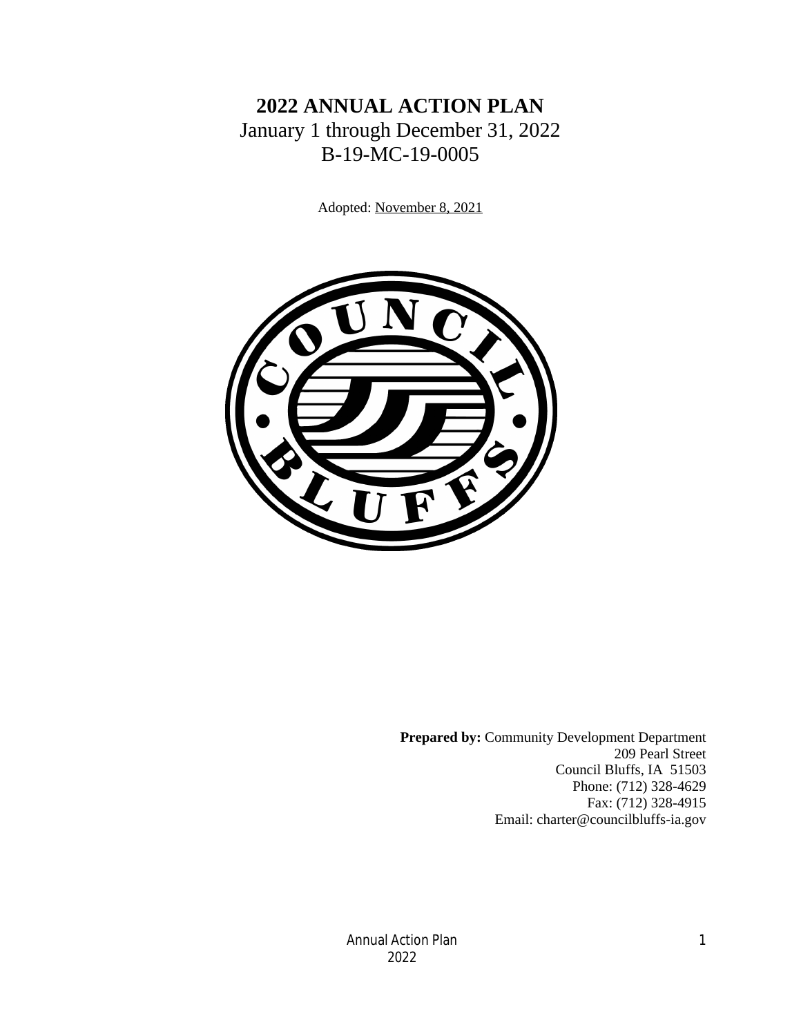# 2022 ANNUAL ACTION PLAN

January 1 through December 31, 2022

B-19-MC-19-0005

Adopted: November 8, 2021

**Prepared by:** Community Development Department
209 Pearl Street
Council Bluffs, IA 51503
Phone: (712) 328-4629
Fax: (712) 328-4915
Email: charter@councilbluffs-ia.gov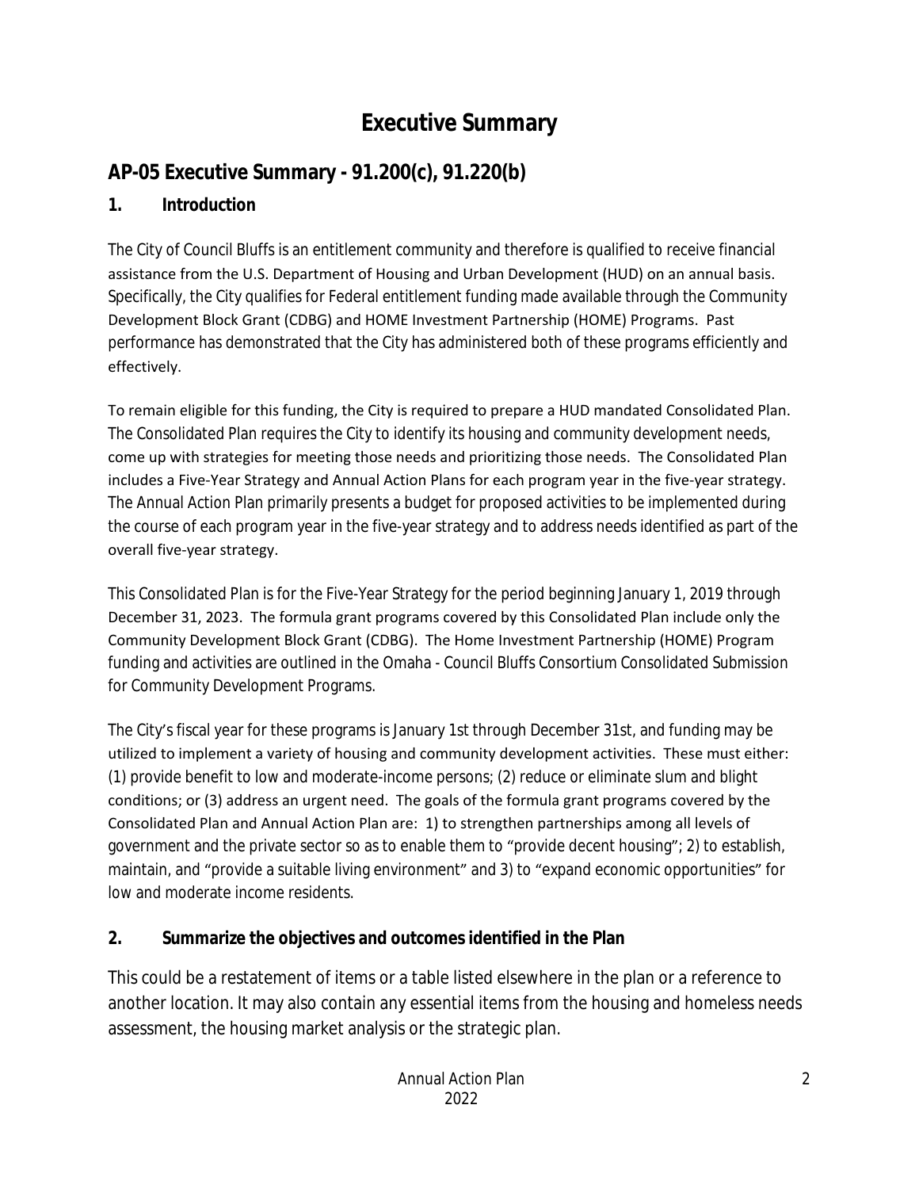# Executive Summary

## AP-05 Executive Summary - 91.200(c), 91.220(b)

### 1. Introduction

The City of Council Bluffs is an entitlement community and therefore is qualified to receive financial assistance from the U.S. Department of Housing and Urban Development (HUD) on an annual basis. Specifically, the City qualifies for Federal entitlement funding made available through the Community Development Block Grant (CDBG) and HOME Investment Partnership (HOME) Programs. Past performance has demonstrated that the City has administered both of these programs efficiently and effectively.

To remain eligible for this funding, the City is required to prepare a HUD mandated Consolidated Plan. The Consolidated Plan requires the City to identify its housing and community development needs, come up with strategies for meeting those needs and prioritizing those needs. The Consolidated Plan includes a Five-Year Strategy and Annual Action Plans for each program year in the five-year strategy. The Annual Action Plan primarily presents a budget for proposed activities to be implemented during the course of each program year in the five-year strategy and to address needs identified as part of the overall five-year strategy.

This Consolidated Plan is for the Five-Year Strategy for the period beginning January 1, 2019 through December 31, 2023. The formula grant programs covered by this Consolidated Plan include only the Community Development Block Grant (CDBG). The Home Investment Partnership (HOME) Program funding and activities are outlined in the Omaha - Council Bluffs Consortium Consolidated Submission for Community Development Programs.

The City's fiscal year for these programs is January 1st through December 31st, and funding may be utilized to implement a variety of housing and community development activities. These must either: (1) provide benefit to low and moderate-income persons; (2) reduce or eliminate slum and blight conditions; or (3) address an urgent need. The goals of the formula grant programs covered by the Consolidated Plan and Annual Action Plan are: 1) to strengthen partnerships among all levels of government and the private sector so as to enable them to "provide decent housing"; 2) to establish, maintain, and "provide a suitable living environment" and 3) to "expand economic opportunities" for low and moderate income residents.

### 2. Summarize the objectives and outcomes identified in the Plan

This could be a restatement of items or a table listed elsewhere in the plan or a reference to another location. It may also contain any essential items from the housing and homeless needs assessment, the housing market analysis or the strategic plan.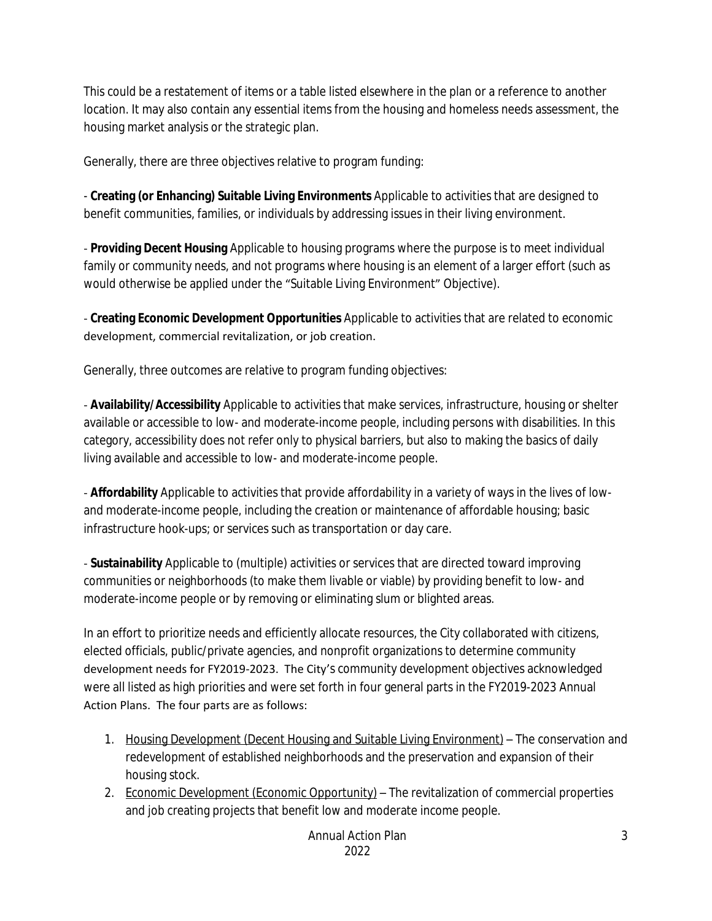This could be a restatement of items or a table listed elsewhere in the plan or a reference to another location. It may also contain any essential items from the housing and homeless needs assessment, the housing market analysis or the strategic plan.

Generally, there are three objectives relative to program funding:

- **Creating (or Enhancing) Suitable Living Environments** Applicable to activities that are designed to benefit communities, families, or individuals by addressing issues in their living environment.

- **Providing Decent Housing** Applicable to housing programs where the purpose is to meet individual family or community needs, and not programs where housing is an element of a larger effort (such as would otherwise be applied under the "Suitable Living Environment" Objective).

- **Creating Economic Development Opportunities** Applicable to activities that are related to economic development, commercial revitalization, or job creation.

Generally, three outcomes are relative to program funding objectives:

- **Availability/Accessibility** Applicable to activities that make services, infrastructure, housing or shelter available or accessible to low- and moderate-income people, including persons with disabilities. In this category, accessibility does not refer only to physical barriers, but also to making the basics of daily living available and accessible to low- and moderate-income people.

- **Affordability** Applicable to activities that provide affordability in a variety of ways in the lives of low- and moderate-income people, including the creation or maintenance of affordable housing; basic infrastructure hook-ups; or services such as transportation or day care.

- **Sustainability** Applicable to (multiple) activities or services that are directed toward improving communities or neighborhoods (to make them livable or viable) by providing benefit to low- and moderate-income people or by removing or eliminating slum or blighted areas.

In an effort to prioritize needs and efficiently allocate resources, the City collaborated with citizens, elected officials, public/private agencies, and nonprofit organizations to determine community development needs for FY2019-2023. The City's community development objectives acknowledged were all listed as high priorities and were set forth in four general parts in the FY2019-2023 Annual Action Plans. The four parts are as follows:

1. <u>Housing Development (Decent Housing and Suitable Living Environment)</u> – The conservation and redevelopment of established neighborhoods and the preservation and expansion of their housing stock.
2. <u>Economic Development (Economic Opportunity)</u> – The revitalization of commercial properties and job creating projects that benefit low and moderate income people.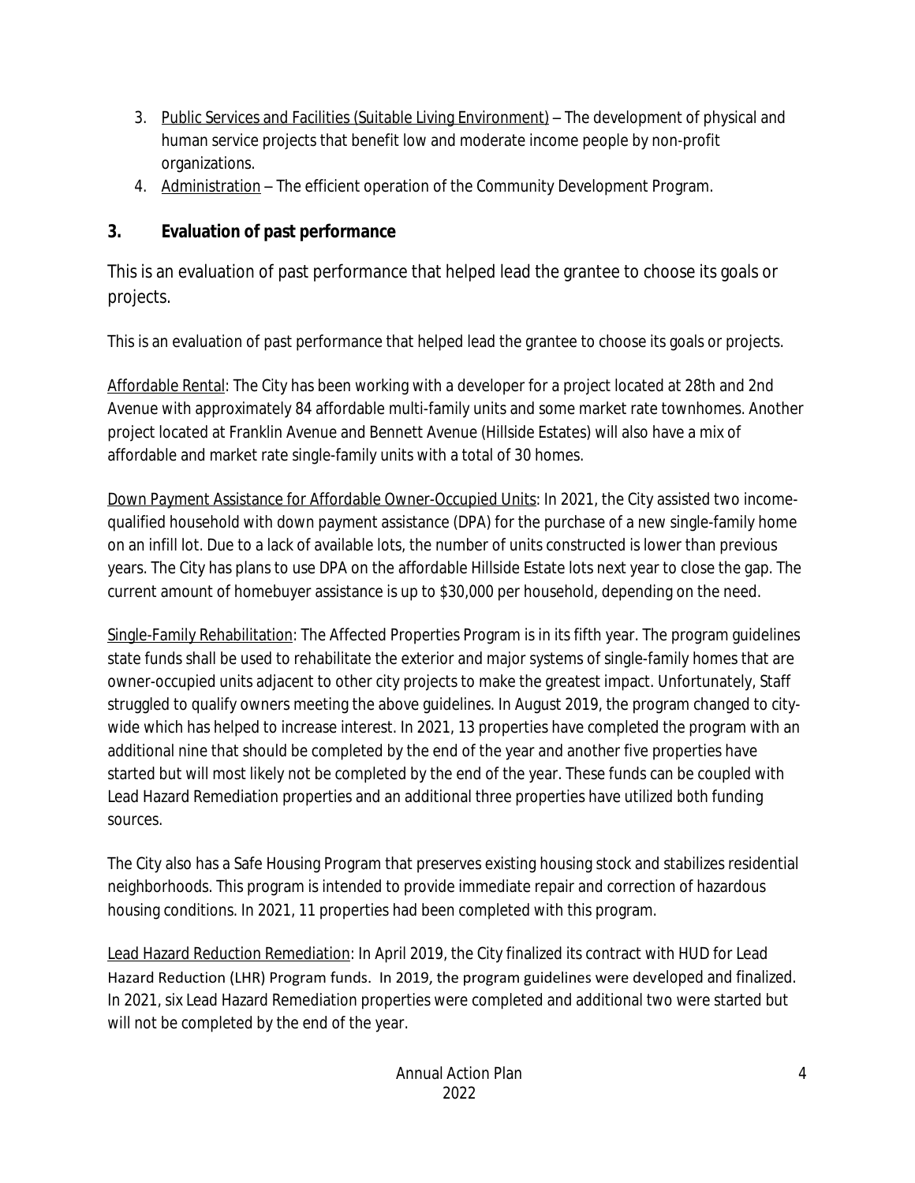3. Public Services and Facilities (Suitable Living Environment) – The development of physical and human service projects that benefit low and moderate income people by non-profit organizations.
4. Administration – The efficient operation of the Community Development Program.

## 3. Evaluation of past performance

This is an evaluation of past performance that helped lead the grantee to choose its goals or projects.

This is an evaluation of past performance that helped lead the grantee to choose its goals or projects.

Affordable Rental: The City has been working with a developer for a project located at 28th and 2nd Avenue with approximately 84 affordable multi-family units and some market rate townhomes. Another project located at Franklin Avenue and Bennett Avenue (Hillside Estates) will also have a mix of affordable and market rate single-family units with a total of 30 homes.

Down Payment Assistance for Affordable Owner-Occupied Units: In 2021, the City assisted two income-qualified household with down payment assistance (DPA) for the purchase of a new single-family home on an infill lot. Due to a lack of available lots, the number of units constructed is lower than previous years. The City has plans to use DPA on the affordable Hillside Estate lots next year to close the gap. The current amount of homebuyer assistance is up to $30,000 per household, depending on the need.

Single-Family Rehabilitation: The Affected Properties Program is in its fifth year. The program guidelines state funds shall be used to rehabilitate the exterior and major systems of single-family homes that are owner-occupied units adjacent to other city projects to make the greatest impact. Unfortunately, Staff struggled to qualify owners meeting the above guidelines. In August 2019, the program changed to city-wide which has helped to increase interest. In 2021, 13 properties have completed the program with an additional nine that should be completed by the end of the year and another five properties have started but will most likely not be completed by the end of the year. These funds can be coupled with Lead Hazard Remediation properties and an additional three properties have utilized both funding sources.

The City also has a Safe Housing Program that preserves existing housing stock and stabilizes residential neighborhoods. This program is intended to provide immediate repair and correction of hazardous housing conditions. In 2021, 11 properties had been completed with this program.

Lead Hazard Reduction Remediation: In April 2019, the City finalized its contract with HUD for Lead Hazard Reduction (LHR) Program funds. In 2019, the program guidelines were developed and finalized. In 2021, six Lead Hazard Remediation properties were completed and additional two were started but will not be completed by the end of the year.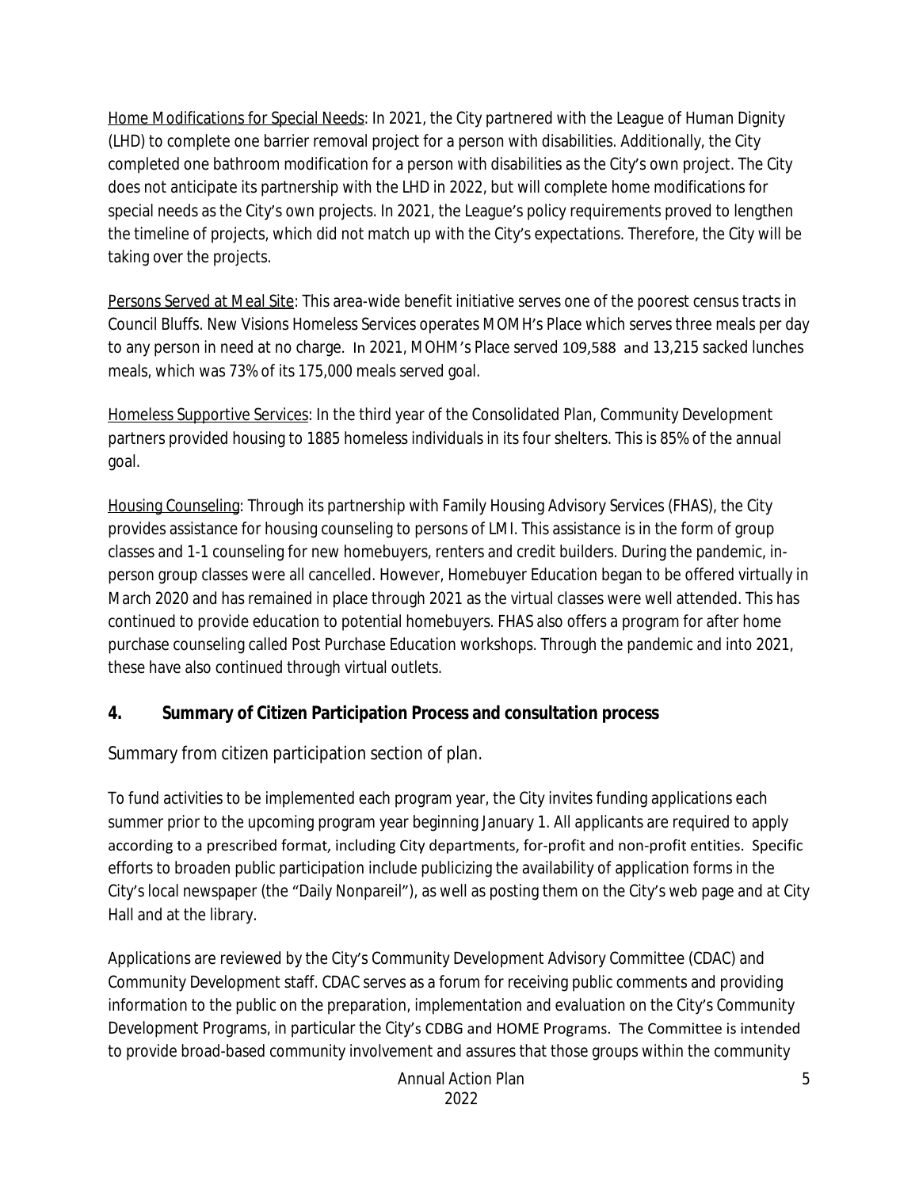<u>Home Modifications for Special Needs</u>: In 2021, the City partnered with the League of Human Dignity (LHD) to complete one barrier removal project for a person with disabilities. Additionally, the City completed one bathroom modification for a person with disabilities as the City's own project. The City does not anticipate its partnership with the LHD in 2022, but will complete home modifications for special needs as the City's own projects. In 2021, the League's policy requirements proved to lengthen the timeline of projects, which did not match up with the City's expectations. Therefore, the City will be taking over the projects.

<u>Persons Served at Meal Site</u>: This area-wide benefit initiative serves one of the poorest census tracts in Council Bluffs. New Visions Homeless Services operates MOMH's Place which serves three meals per day to any person in need at no charge. In 2021, MOHM's Place served 109,588 and 13,215 sacked lunches meals, which was 73% of its 175,000 meals served goal.

<u>Homeless Supportive Services</u>: In the third year of the Consolidated Plan, Community Development partners provided housing to 1885 homeless individuals in its four shelters. This is 85% of the annual goal.

<u>Housing Counseling</u>: Through its partnership with Family Housing Advisory Services (FHAS), the City provides assistance for housing counseling to persons of LMI. This assistance is in the form of group classes and 1-1 counseling for new homebuyers, renters and credit builders. During the pandemic, in-person group classes were all cancelled. However, Homebuyer Education began to be offered virtually in March 2020 and has remained in place through 2021 as the virtual classes were well attended. This has continued to provide education to potential homebuyers. FHAS also offers a program for after home purchase counseling called Post Purchase Education workshops. Through the pandemic and into 2021, these have also continued through virtual outlets.

## 4. Summary of Citizen Participation Process and consultation process

Summary from citizen participation section of plan.

To fund activities to be implemented each program year, the City invites funding applications each summer prior to the upcoming program year beginning January 1. All applicants are required to apply according to a prescribed format, including City departments, for-profit and non-profit entities. Specific efforts to broaden public participation include publicizing the availability of application forms in the City's local newspaper (the "Daily Nonpareil"), as well as posting them on the City's web page and at City Hall and at the library.

Applications are reviewed by the City's Community Development Advisory Committee (CDAC) and Community Development staff. CDAC serves as a forum for receiving public comments and providing information to the public on the preparation, implementation and evaluation on the City's Community Development Programs, in particular the City's CDBG and HOME Programs. The Committee is intended to provide broad-based community involvement and assures that those groups within the community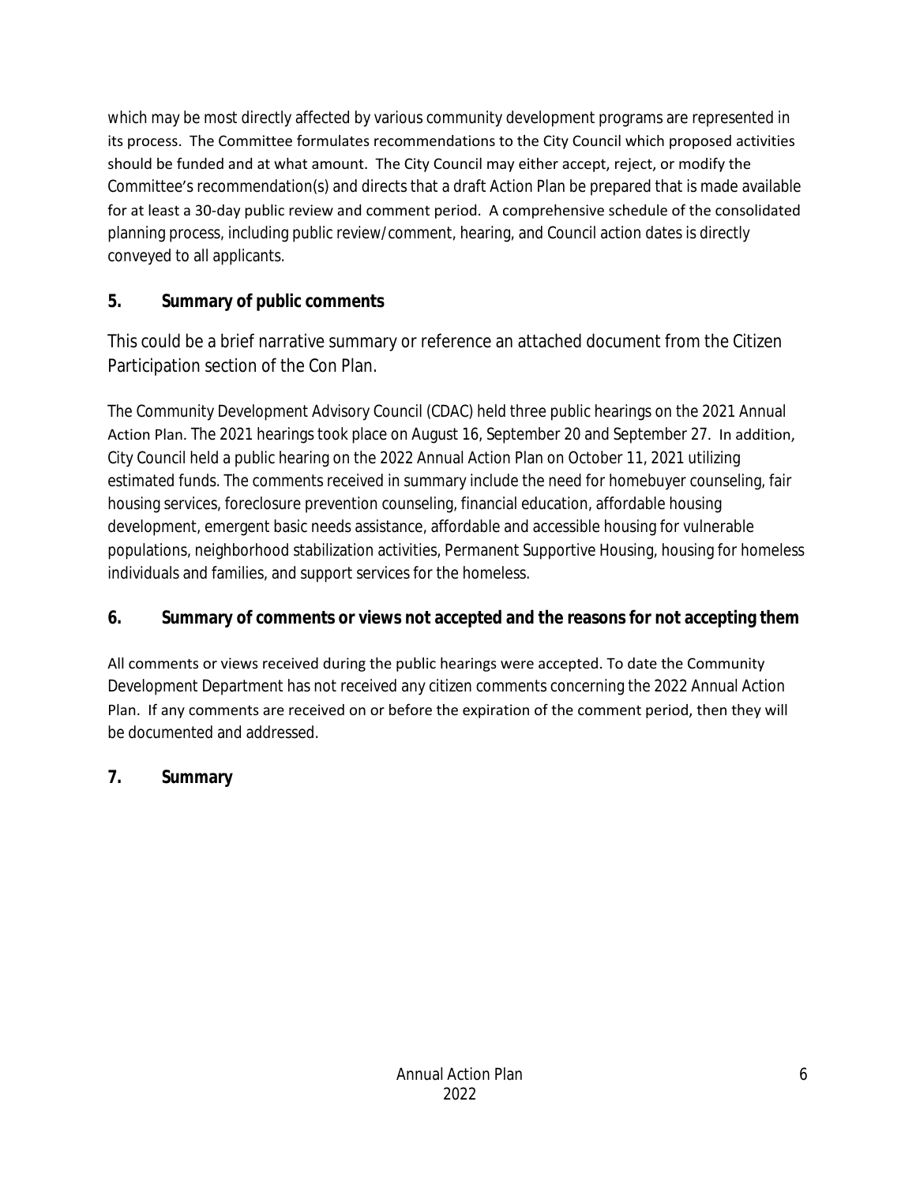which may be most directly affected by various community development programs are represented in its process. The Committee formulates recommendations to the City Council which proposed activities should be funded and at what amount. The City Council may either accept, reject, or modify the Committee's recommendation(s) and directs that a draft Action Plan be prepared that is made available for at least a 30-day public review and comment period. A comprehensive schedule of the consolidated planning process, including public review/comment, hearing, and Council action dates is directly conveyed to all applicants.

### 5. Summary of public comments

This could be a brief narrative summary or reference an attached document from the Citizen Participation section of the Con Plan.

The Community Development Advisory Council (CDAC) held three public hearings on the 2021 Annual Action Plan. The 2021 hearings took place on August 16, September 20 and September 27. In addition, City Council held a public hearing on the 2022 Annual Action Plan on October 11, 2021 utilizing estimated funds. The comments received in summary include the need for homebuyer counseling, fair housing services, foreclosure prevention counseling, financial education, affordable housing development, emergent basic needs assistance, affordable and accessible housing for vulnerable populations, neighborhood stabilization activities, Permanent Supportive Housing, housing for homeless individuals and families, and support services for the homeless.

### 6. Summary of comments or views not accepted and the reasons for not accepting them

All comments or views received during the public hearings were accepted. To date the Community Development Department has not received any citizen comments concerning the 2022 Annual Action Plan. If any comments are received on or before the expiration of the comment period, then they will be documented and addressed.

### 7. Summary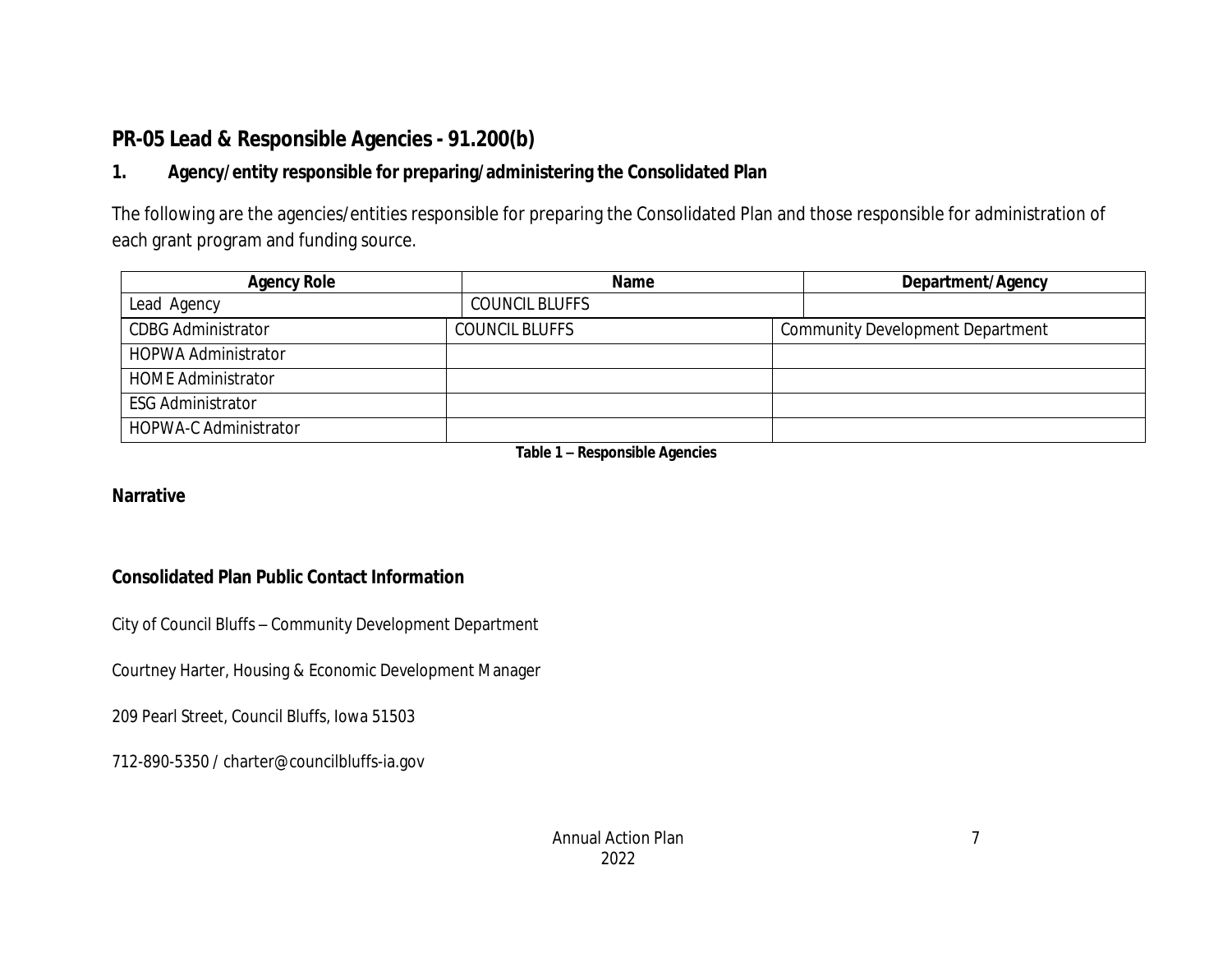## PR-05 Lead & Responsible Agencies - 91.200(b)

### 1. Agency/entity responsible for preparing/administering the Consolidated Plan

The following are the agencies/entities responsible for preparing the Consolidated Plan and those responsible for administration of each grant program and funding source.

| Agency Role | Name | Department/Agency |
|---|---|---|
| Lead Agency | COUNCIL BLUFFS | |
| CDBG Administrator | COUNCIL BLUFFS | Community Development Department |
| HOPWA Administrator | | |
| HOME Administrator | | |
| ESG Administrator | | |
| HOPWA-C Administrator | | |

**Table 1 – Responsible Agencies**

**Narrative**

**Consolidated Plan Public Contact Information**

City of Council Bluffs – Community Development Department

Courtney Harter, Housing & Economic Development Manager

209 Pearl Street, Council Bluffs, Iowa 51503

712-890-5350 / charter@councilbluffs-ia.gov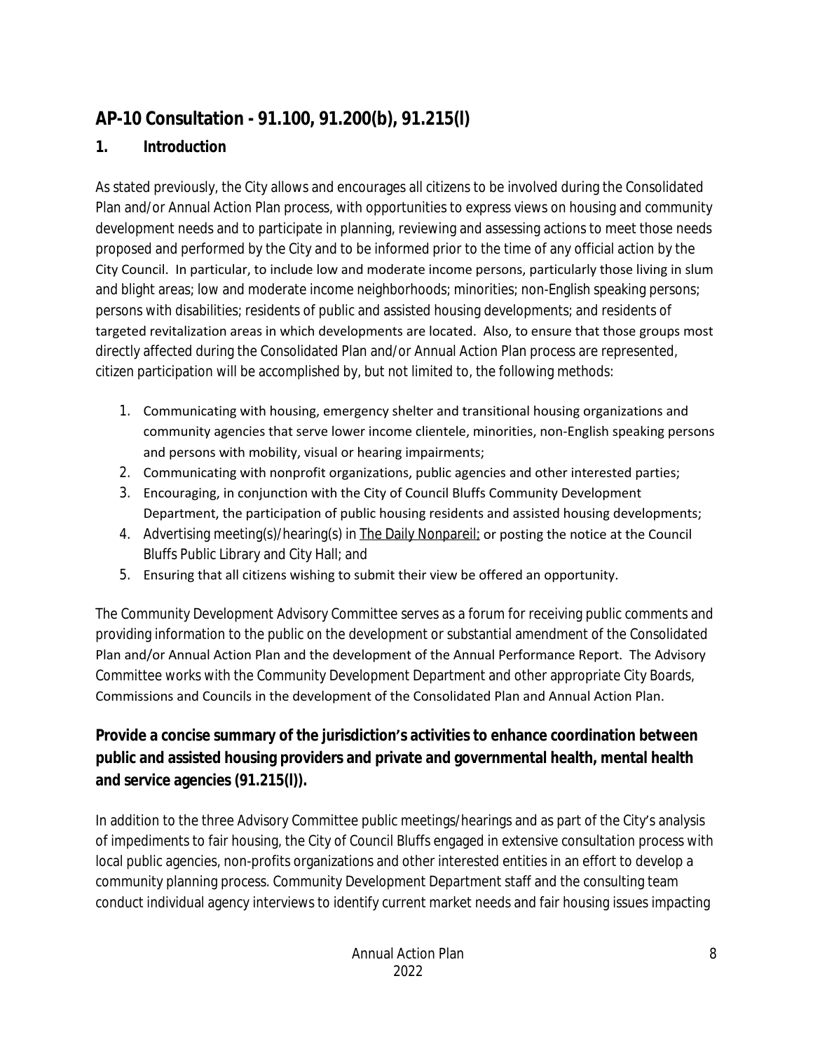## AP-10 Consultation - 91.100, 91.200(b), 91.215(l)

### 1. Introduction

As stated previously, the City allows and encourages all citizens to be involved during the Consolidated Plan and/or Annual Action Plan process, with opportunities to express views on housing and community development needs and to participate in planning, reviewing and assessing actions to meet those needs proposed and performed by the City and to be informed prior to the time of any official action by the City Council. In particular, to include low and moderate income persons, particularly those living in slum and blight areas; low and moderate income neighborhoods; minorities; non-English speaking persons; persons with disabilities; residents of public and assisted housing developments; and residents of targeted revitalization areas in which developments are located. Also, to ensure that those groups most directly affected during the Consolidated Plan and/or Annual Action Plan process are represented, citizen participation will be accomplished by, but not limited to, the following methods:

1. Communicating with housing, emergency shelter and transitional housing organizations and community agencies that serve lower income clientele, minorities, non-English speaking persons and persons with mobility, visual or hearing impairments;
2. Communicating with nonprofit organizations, public agencies and other interested parties;
3. Encouraging, in conjunction with the City of Council Bluffs Community Development Department, the participation of public housing residents and assisted housing developments;
4. Advertising meeting(s)/hearing(s) in The Daily Nonpareil; or posting the notice at the Council Bluffs Public Library and City Hall; and
5. Ensuring that all citizens wishing to submit their view be offered an opportunity.

The Community Development Advisory Committee serves as a forum for receiving public comments and providing information to the public on the development or substantial amendment of the Consolidated Plan and/or Annual Action Plan and the development of the Annual Performance Report. The Advisory Committee works with the Community Development Department and other appropriate City Boards, Commissions and Councils in the development of the Consolidated Plan and Annual Action Plan.

**Provide a concise summary of the jurisdiction's activities to enhance coordination between public and assisted housing providers and private and governmental health, mental health and service agencies (91.215(l)).**

In addition to the three Advisory Committee public meetings/hearings and as part of the City's analysis of impediments to fair housing, the City of Council Bluffs engaged in extensive consultation process with local public agencies, non-profits organizations and other interested entities in an effort to develop a community planning process. Community Development Department staff and the consulting team conduct individual agency interviews to identify current market needs and fair housing issues impacting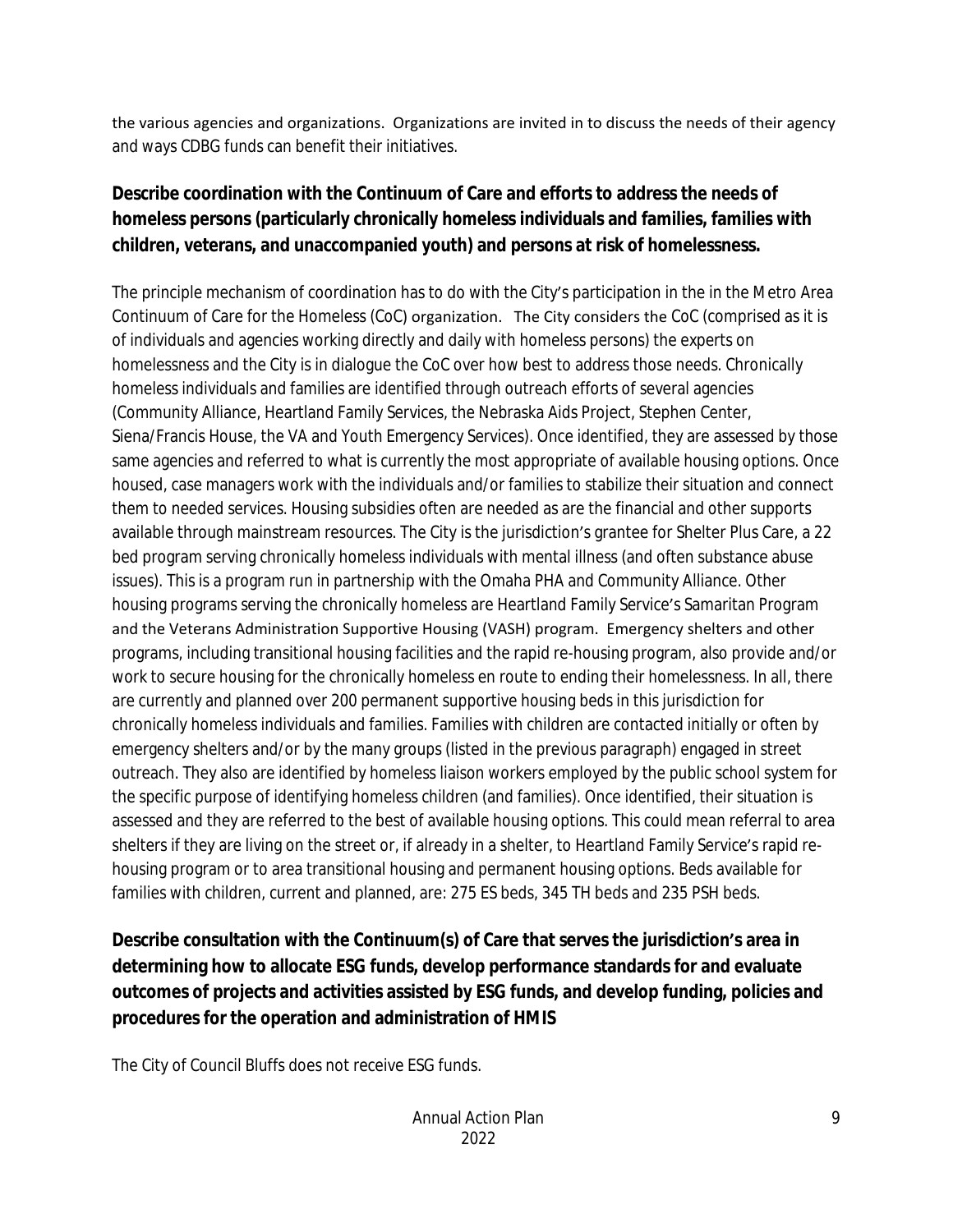the various agencies and organizations. Organizations are invited in to discuss the needs of their agency and ways CDBG funds can benefit their initiatives.

**Describe coordination with the Continuum of Care and efforts to address the needs of homeless persons (particularly chronically homeless individuals and families, families with children, veterans, and unaccompanied youth) and persons at risk of homelessness.**

The principle mechanism of coordination has to do with the City's participation in the in the Metro Area Continuum of Care for the Homeless (CoC) organization. The City considers the CoC (comprised as it is of individuals and agencies working directly and daily with homeless persons) the experts on homelessness and the City is in dialogue the CoC over how best to address those needs. Chronically homeless individuals and families are identified through outreach efforts of several agencies (Community Alliance, Heartland Family Services, the Nebraska Aids Project, Stephen Center, Siena/Francis House, the VA and Youth Emergency Services). Once identified, they are assessed by those same agencies and referred to what is currently the most appropriate of available housing options. Once housed, case managers work with the individuals and/or families to stabilize their situation and connect them to needed services. Housing subsidies often are needed as are the financial and other supports available through mainstream resources. The City is the jurisdiction's grantee for Shelter Plus Care, a 22 bed program serving chronically homeless individuals with mental illness (and often substance abuse issues). This is a program run in partnership with the Omaha PHA and Community Alliance. Other housing programs serving the chronically homeless are Heartland Family Service's Samaritan Program and the Veterans Administration Supportive Housing (VASH) program. Emergency shelters and other programs, including transitional housing facilities and the rapid re-housing program, also provide and/or work to secure housing for the chronically homeless en route to ending their homelessness. In all, there are currently and planned over 200 permanent supportive housing beds in this jurisdiction for chronically homeless individuals and families. Families with children are contacted initially or often by emergency shelters and/or by the many groups (listed in the previous paragraph) engaged in street outreach. They also are identified by homeless liaison workers employed by the public school system for the specific purpose of identifying homeless children (and families). Once identified, their situation is assessed and they are referred to the best of available housing options. This could mean referral to area shelters if they are living on the street or, if already in a shelter, to Heartland Family Service's rapid re-housing program or to area transitional housing and permanent housing options. Beds available for families with children, current and planned, are: 275 ES beds, 345 TH beds and 235 PSH beds.

**Describe consultation with the Continuum(s) of Care that serves the jurisdiction's area in determining how to allocate ESG funds, develop performance standards for and evaluate outcomes of projects and activities assisted by ESG funds, and develop funding, policies and procedures for the operation and administration of HMIS**

The City of Council Bluffs does not receive ESG funds.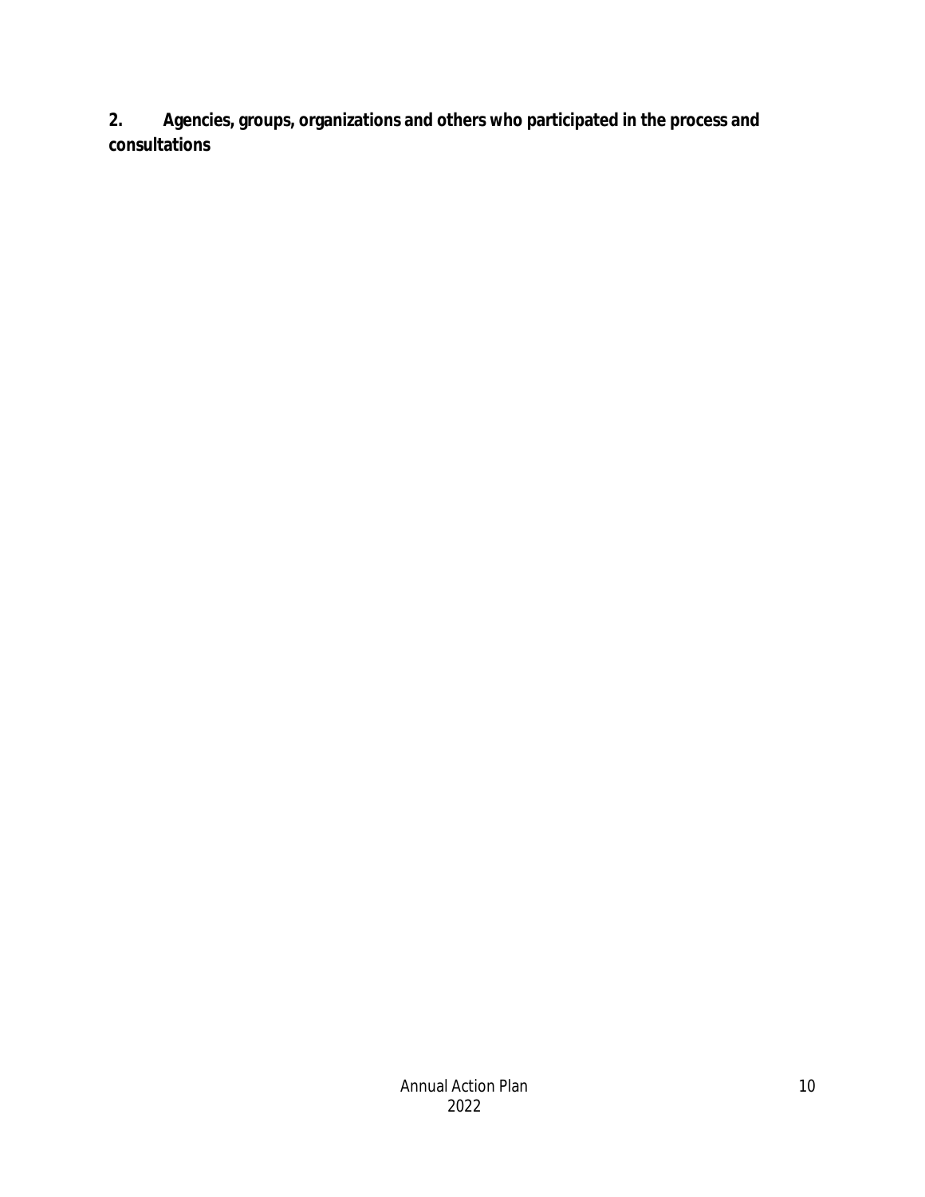**2. Agencies, groups, organizations and others who participated in the process and consultations**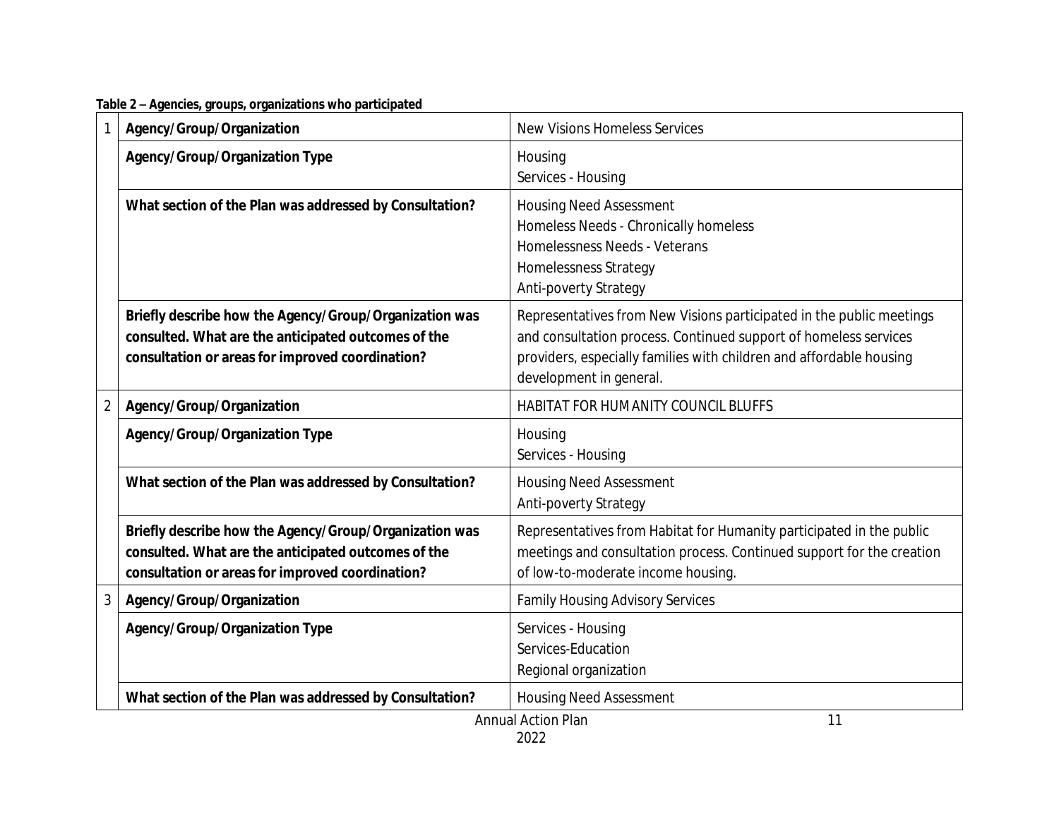**Table 2 – Agencies, groups, organizations who participated**

| | | |
|---|---|---|
| 1 | **Agency/Group/Organization** | New Visions Homeless Services |
| | **Agency/Group/Organization Type** | Housing<br>Services - Housing |
| | **What section of the Plan was addressed by Consultation?** | Housing Need Assessment<br>Homeless Needs - Chronically homeless<br>Homelessness Needs - Veterans<br>Homelessness Strategy<br>Anti-poverty Strategy |
| | **Briefly describe how the Agency/Group/Organization was consulted. What are the anticipated outcomes of the consultation or areas for improved coordination?** | Representatives from New Visions participated in the public meetings and consultation process. Continued support of homeless services providers, especially families with children and affordable housing development in general. |
| 2 | **Agency/Group/Organization** | HABITAT FOR HUMANITY COUNCIL BLUFFS |
| | **Agency/Group/Organization Type** | Housing<br>Services - Housing |
| | **What section of the Plan was addressed by Consultation?** | Housing Need Assessment<br>Anti-poverty Strategy |
| | **Briefly describe how the Agency/Group/Organization was consulted. What are the anticipated outcomes of the consultation or areas for improved coordination?** | Representatives from Habitat for Humanity participated in the public meetings and consultation process. Continued support for the creation of low-to-moderate income housing. |
| 3 | **Agency/Group/Organization** | Family Housing Advisory Services |
| | **Agency/Group/Organization Type** | Services - Housing<br>Services-Education<br>Regional organization |
| | **What section of the Plan was addressed by Consultation?** | Housing Need Assessment |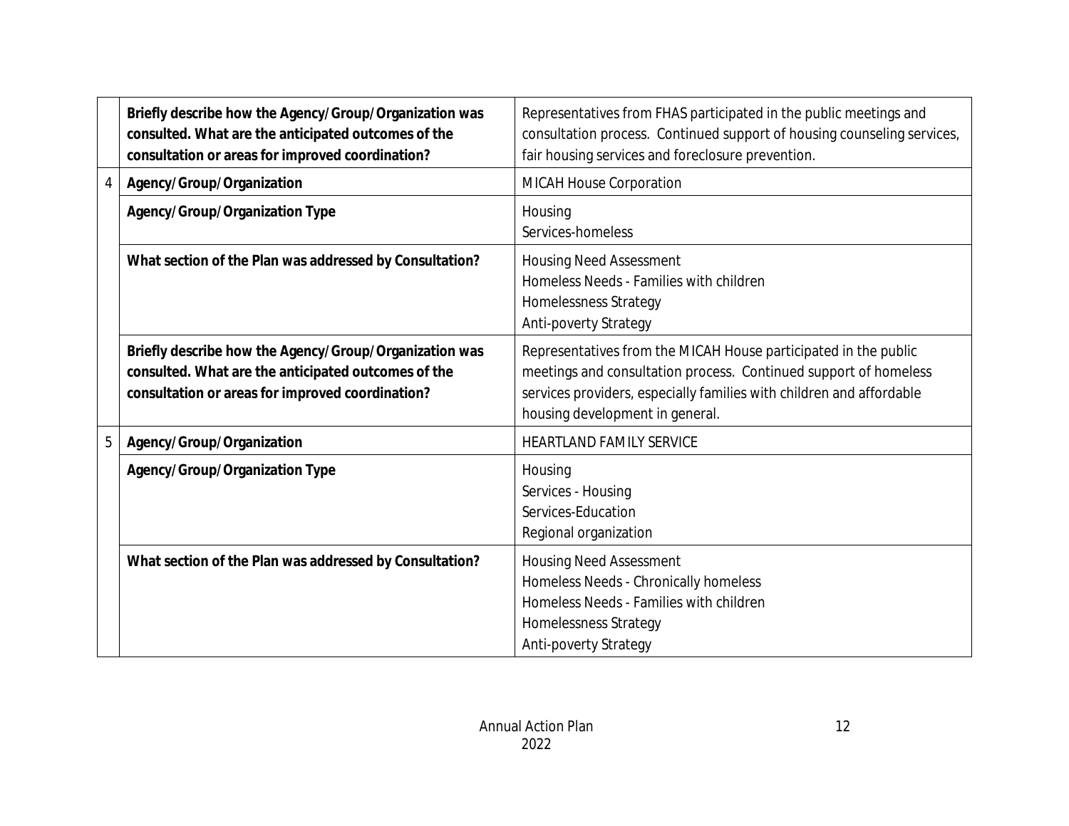| | | |
|---|---|---|
| | **Briefly describe how the Agency/Group/Organization was consulted. What are the anticipated outcomes of the consultation or areas for improved coordination?** | Representatives from FHAS participated in the public meetings and consultation process. Continued support of housing counseling services, fair housing services and foreclosure prevention. |
| 4 | **Agency/Group/Organization** | MICAH House Corporation |
| | **Agency/Group/Organization Type** | Housing<br>Services-homeless |
| | **What section of the Plan was addressed by Consultation?** | Housing Need Assessment<br>Homeless Needs - Families with children<br>Homelessness Strategy<br>Anti-poverty Strategy |
| | **Briefly describe how the Agency/Group/Organization was consulted. What are the anticipated outcomes of the consultation or areas for improved coordination?** | Representatives from the MICAH House participated in the public meetings and consultation process. Continued support of homeless services providers, especially families with children and affordable housing development in general. |
| 5 | **Agency/Group/Organization** | HEARTLAND FAMILY SERVICE |
| | **Agency/Group/Organization Type** | Housing<br>Services - Housing<br>Services-Education<br>Regional organization |
| | **What section of the Plan was addressed by Consultation?** | Housing Need Assessment<br>Homeless Needs - Chronically homeless<br>Homeless Needs - Families with children<br>Homelessness Strategy<br>Anti-poverty Strategy |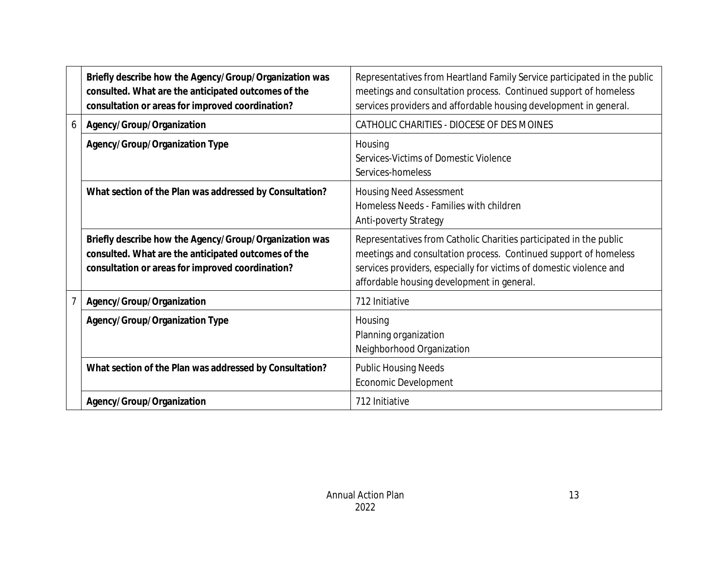| | | |
|---|---|---|
| | **Briefly describe how the Agency/Group/Organization was consulted. What are the anticipated outcomes of the consultation or areas for improved coordination?** | Representatives from Heartland Family Service participated in the public meetings and consultation process. Continued support of homeless services providers and affordable housing development in general. |
| 6 | **Agency/Group/Organization** | CATHOLIC CHARITIES - DIOCESE OF DES MOINES |
| | **Agency/Group/Organization Type** | Housing<br>Services-Victims of Domestic Violence<br>Services-homeless |
| | **What section of the Plan was addressed by Consultation?** | Housing Need Assessment<br>Homeless Needs - Families with children<br>Anti-poverty Strategy |
| | **Briefly describe how the Agency/Group/Organization was consulted. What are the anticipated outcomes of the consultation or areas for improved coordination?** | Representatives from Catholic Charities participated in the public meetings and consultation process. Continued support of homeless services providers, especially for victims of domestic violence and affordable housing development in general. |
| 7 | **Agency/Group/Organization** | 712 Initiative |
| | **Agency/Group/Organization Type** | Housing<br>Planning organization<br>Neighborhood Organization |
| | **What section of the Plan was addressed by Consultation?** | Public Housing Needs<br>Economic Development |
| | **Agency/Group/Organization** | 712 Initiative |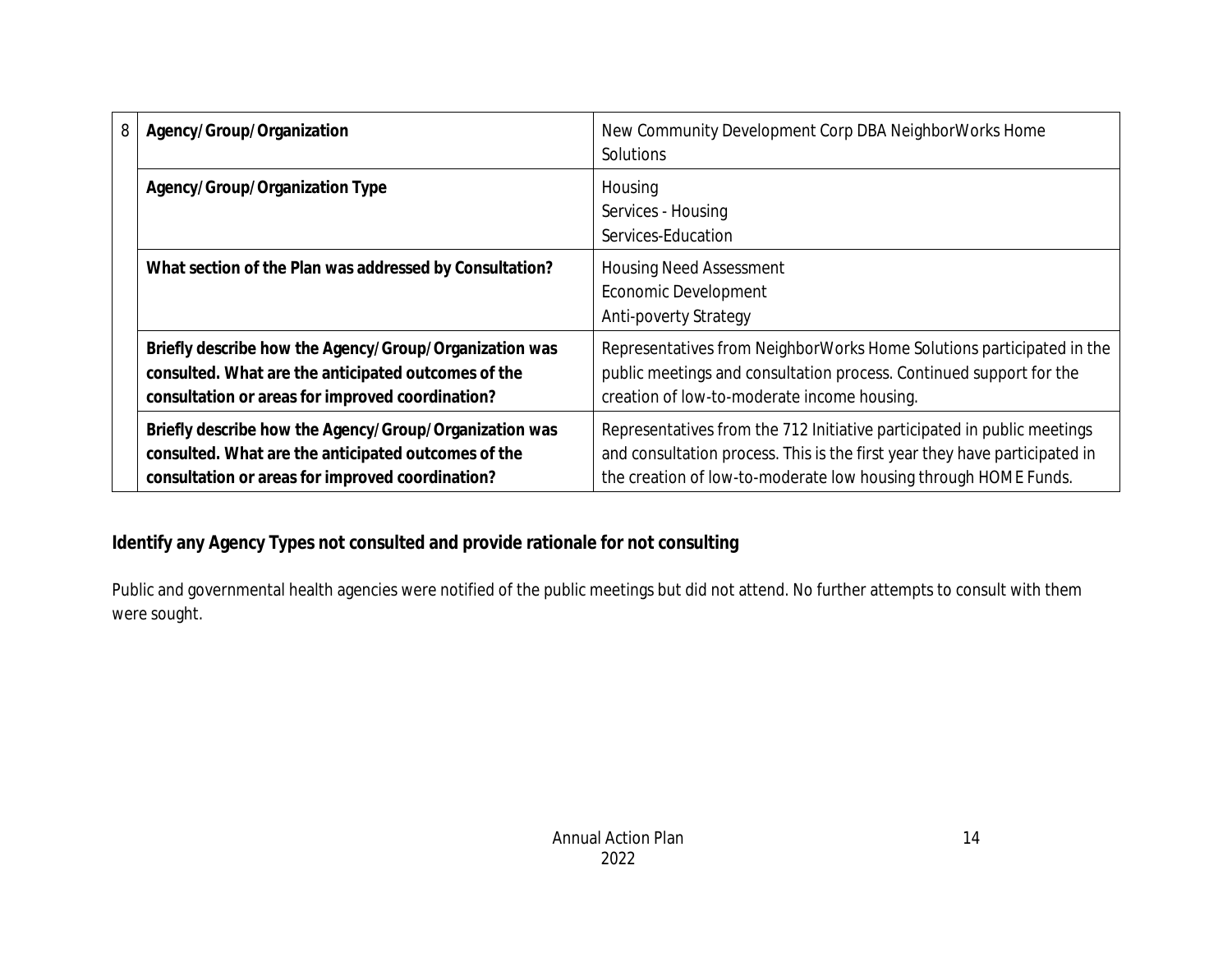| 8 | Agency/Group/Organization | New Community Development Corp DBA NeighborWorks Home Solutions |
|---|---|---|
| | **Agency/Group/Organization Type** | Housing<br>Services - Housing<br>Services-Education |
| | **What section of the Plan was addressed by Consultation?** | Housing Need Assessment<br>Economic Development<br>Anti-poverty Strategy |
| | **Briefly describe how the Agency/Group/Organization was consulted. What are the anticipated outcomes of the consultation or areas for improved coordination?** | Representatives from NeighborWorks Home Solutions participated in the public meetings and consultation process. Continued support for the creation of low-to-moderate income housing. |
| | **Briefly describe how the Agency/Group/Organization was consulted. What are the anticipated outcomes of the consultation or areas for improved coordination?** | Representatives from the 712 Initiative participated in public meetings and consultation process. This is the first year they have participated in the creation of low-to-moderate low housing through HOME Funds. |

**Identify any Agency Types not consulted and provide rationale for not consulting**

Public and governmental health agencies were notified of the public meetings but did not attend. No further attempts to consult with them were sought.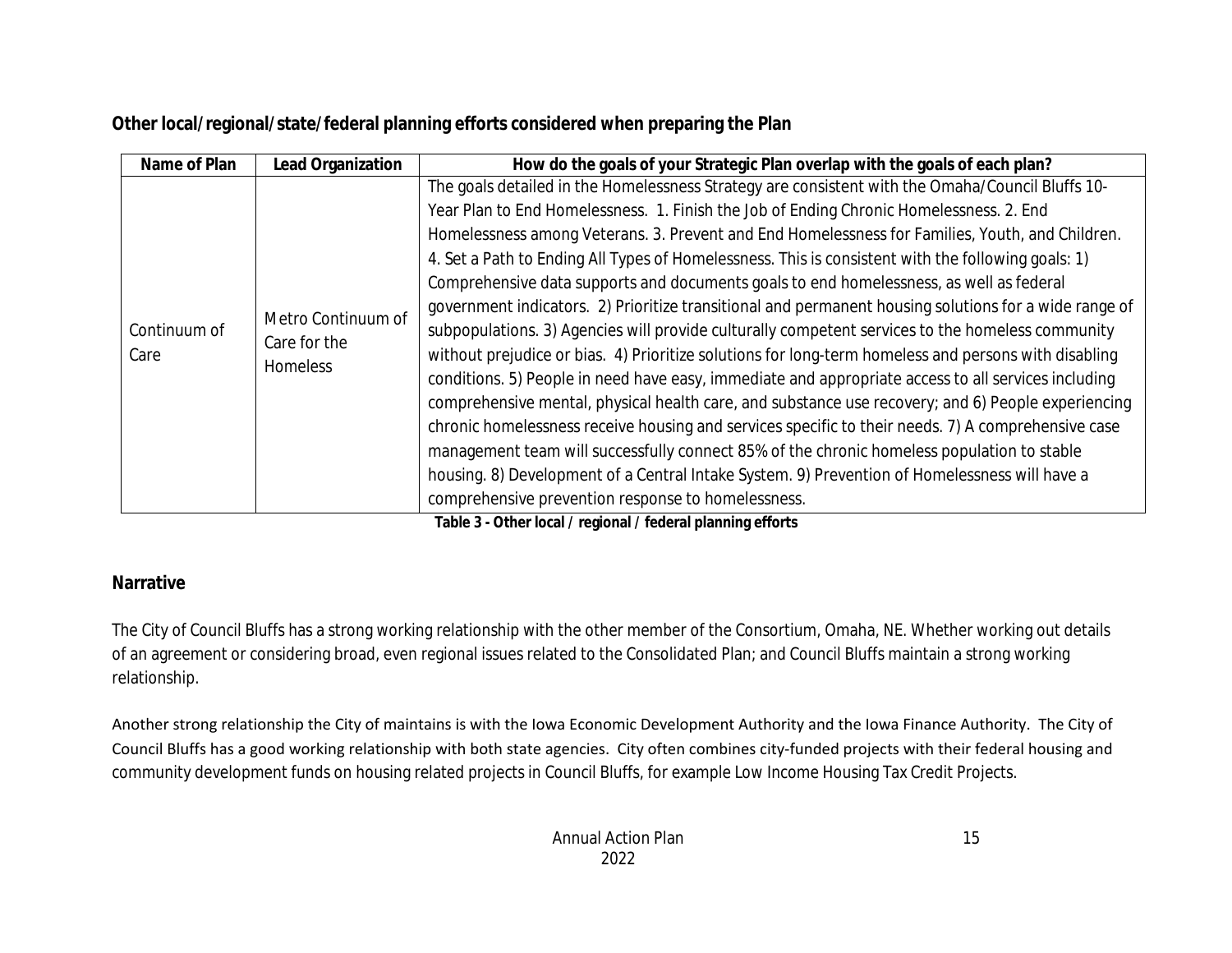**Other local/regional/state/federal planning efforts considered when preparing the Plan**

| Name of Plan | Lead Organization | How do the goals of your Strategic Plan overlap with the goals of each plan? |
|---|---|---|
| Continuum of Care | Metro Continuum of Care for the Homeless | The goals detailed in the Homelessness Strategy are consistent with the Omaha/Council Bluffs 10-Year Plan to End Homelessness. 1. Finish the Job of Ending Chronic Homelessness. 2. End Homelessness among Veterans. 3. Prevent and End Homelessness for Families, Youth, and Children. 4. Set a Path to Ending All Types of Homelessness. This is consistent with the following goals: 1) Comprehensive data supports and documents goals to end homelessness, as well as federal government indicators. 2) Prioritize transitional and permanent housing solutions for a wide range of subpopulations. 3) Agencies will provide culturally competent services to the homeless community without prejudice or bias. 4) Prioritize solutions for long-term homeless and persons with disabling conditions. 5) People in need have easy, immediate and appropriate access to all services including comprehensive mental, physical health care, and substance use recovery; and 6) People experiencing chronic homelessness receive housing and services specific to their needs. 7) A comprehensive case management team will successfully connect 85% of the chronic homeless population to stable housing. 8) Development of a Central Intake System. 9) Prevention of Homelessness will have a comprehensive prevention response to homelessness. |

**Table 3 - Other local / regional / federal planning efforts**

## Narrative

The City of Council Bluffs has a strong working relationship with the other member of the Consortium, Omaha, NE. Whether working out details of an agreement or considering broad, even regional issues related to the Consolidated Plan; and Council Bluffs maintain a strong working relationship.

Another strong relationship the City of maintains is with the Iowa Economic Development Authority and the Iowa Finance Authority. The City of Council Bluffs has a good working relationship with both state agencies. City often combines city-funded projects with their federal housing and community development funds on housing related projects in Council Bluffs, for example Low Income Housing Tax Credit Projects.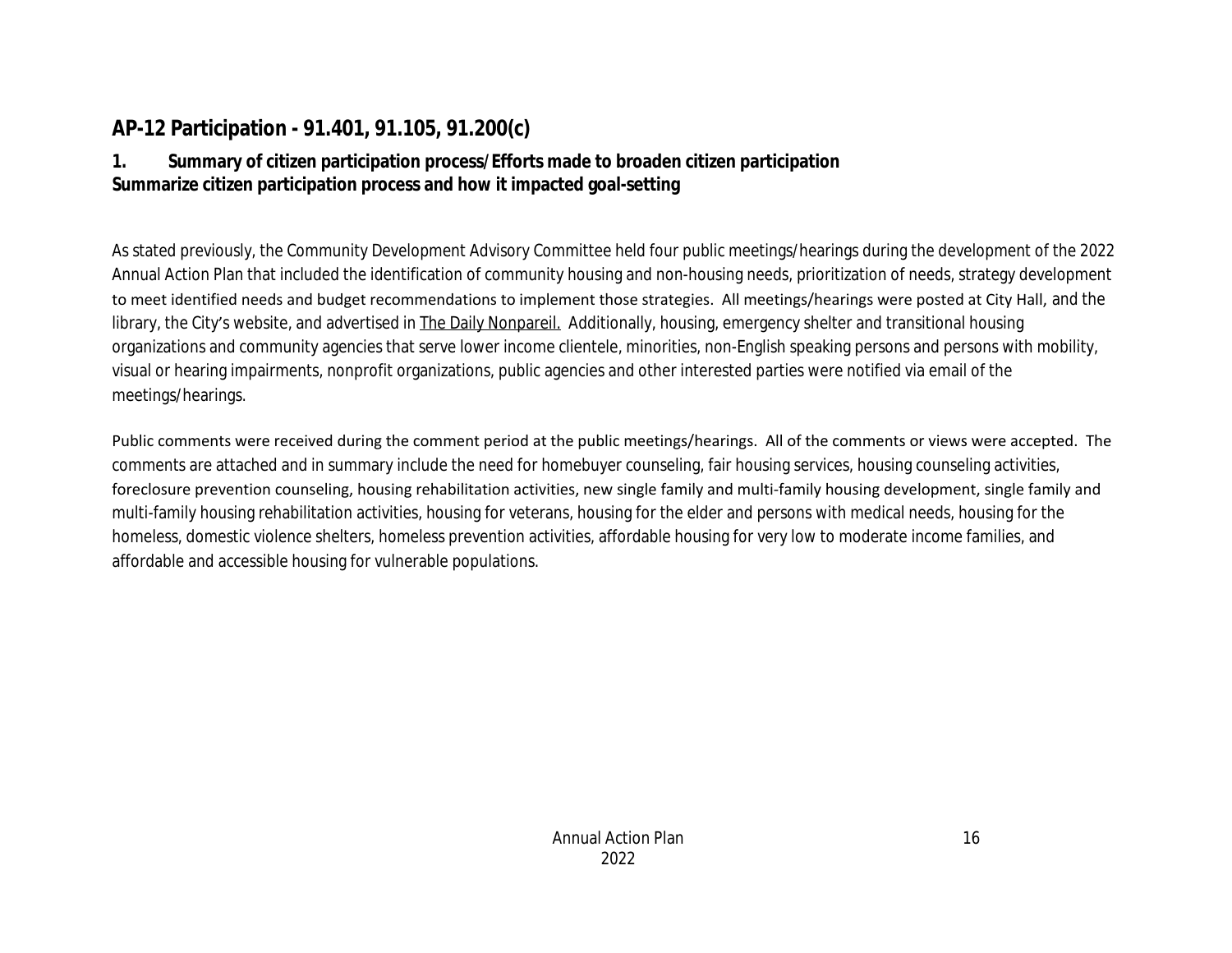## AP-12 Participation - 91.401, 91.105, 91.200(c)

### 1. Summary of citizen participation process/Efforts made to broaden citizen participation

**Summarize citizen participation process and how it impacted goal-setting**

As stated previously, the Community Development Advisory Committee held four public meetings/hearings during the development of the 2022 Annual Action Plan that included the identification of community housing and non-housing needs, prioritization of needs, strategy development to meet identified needs and budget recommendations to implement those strategies. All meetings/hearings were posted at City Hall, and the library, the City's website, and advertised in <u>The Daily Nonpareil.</u> Additionally, housing, emergency shelter and transitional housing organizations and community agencies that serve lower income clientele, minorities, non-English speaking persons and persons with mobility, visual or hearing impairments, nonprofit organizations, public agencies and other interested parties were notified via email of the meetings/hearings.

Public comments were received during the comment period at the public meetings/hearings. All of the comments or views were accepted. The comments are attached and in summary include the need for homebuyer counseling, fair housing services, housing counseling activities, foreclosure prevention counseling, housing rehabilitation activities, new single family and multi-family housing development, single family and multi-family housing rehabilitation activities, housing for veterans, housing for the elder and persons with medical needs, housing for the homeless, domestic violence shelters, homeless prevention activities, affordable housing for very low to moderate income families, and affordable and accessible housing for vulnerable populations.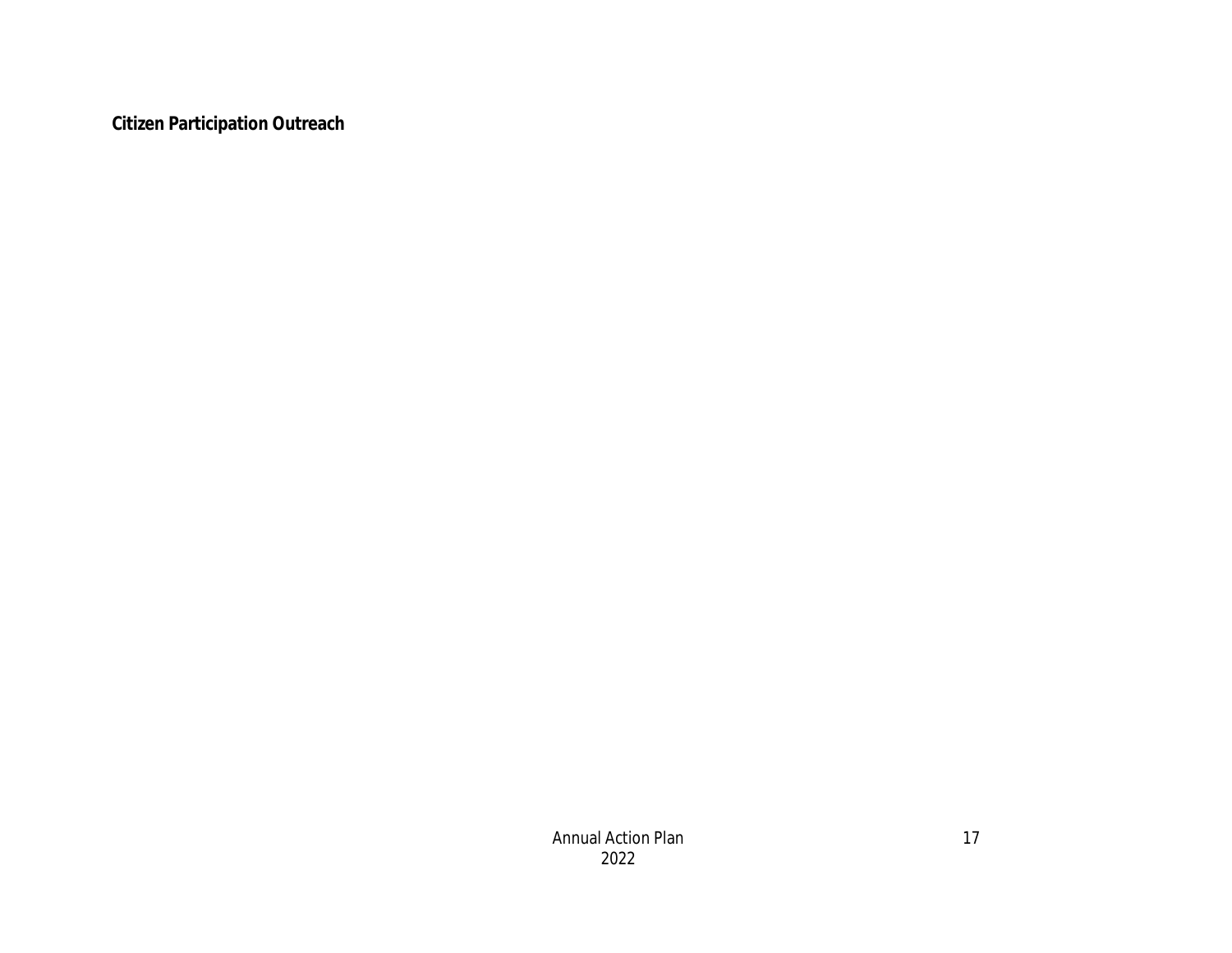**Citizen Participation Outreach**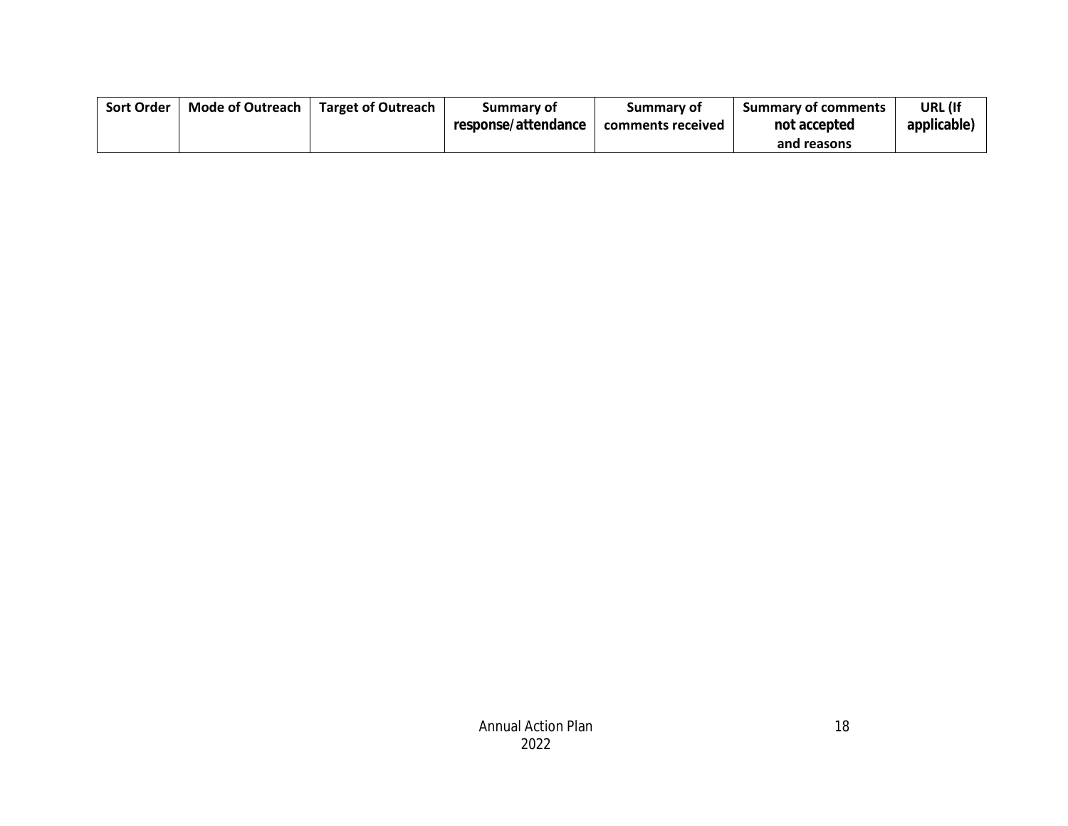| Sort Order | Mode of Outreach | Target of Outreach | Summary of response/attendance | Summary of comments received | Summary of comments not accepted and reasons | URL (If applicable) |
|---|---|---|---|---|---|---|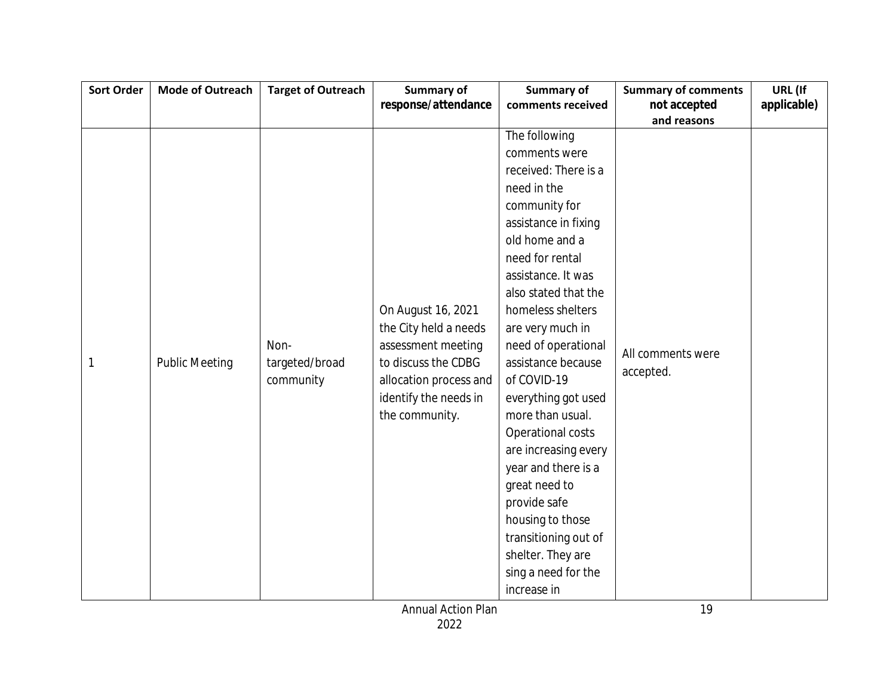| Sort Order | Mode of Outreach | Target of Outreach | Summary of response/attendance | Summary of comments received | Summary of comments not accepted and reasons | URL (If applicable) |
|---|---|---|---|---|---|---|
| 1 | Public Meeting | Non-targeted/broad community | On August 16, 2021 the City held a needs assessment meeting to discuss the CDBG allocation process and identify the needs in the community. | The following comments were received: There is a need in the community for assistance in fixing old home and a need for rental assistance. It was also stated that the homeless shelters are very much in need of operational assistance because of COVID-19 everything got used more than usual. Operational costs are increasing every year and there is a great need to provide safe housing to those transitioning out of shelter. They are sing a need for the increase in | All comments were accepted. | |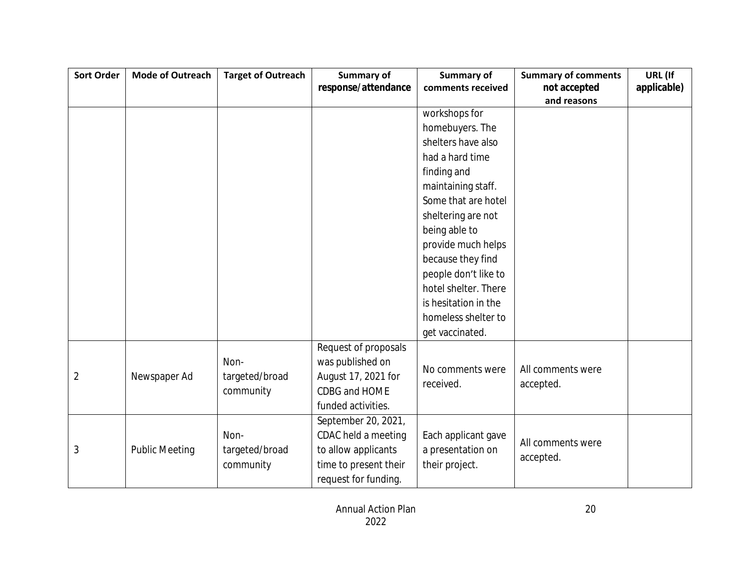| Sort Order | Mode of Outreach | Target of Outreach | Summary of response/attendance | Summary of comments received | Summary of comments not accepted and reasons | URL (If applicable) |
|---|---|---|---|---|---|---|
| | | | | workshops for homebuyers. The shelters have also had a hard time finding and maintaining staff. Some that are hotel sheltering are not being able to provide much helps because they find people don't like to hotel shelter. There is hesitation in the homeless shelter to get vaccinated. | | |
| 2 | Newspaper Ad | Non-targeted/broad community | Request of proposals was published on August 17, 2021 for CDBG and HOME funded activities. | No comments were received. | All comments were accepted. | |
| 3 | Public Meeting | Non-targeted/broad community | September 20, 2021, CDAC held a meeting to allow applicants time to present their request for funding. | Each applicant gave a presentation on their project. | All comments were accepted. | |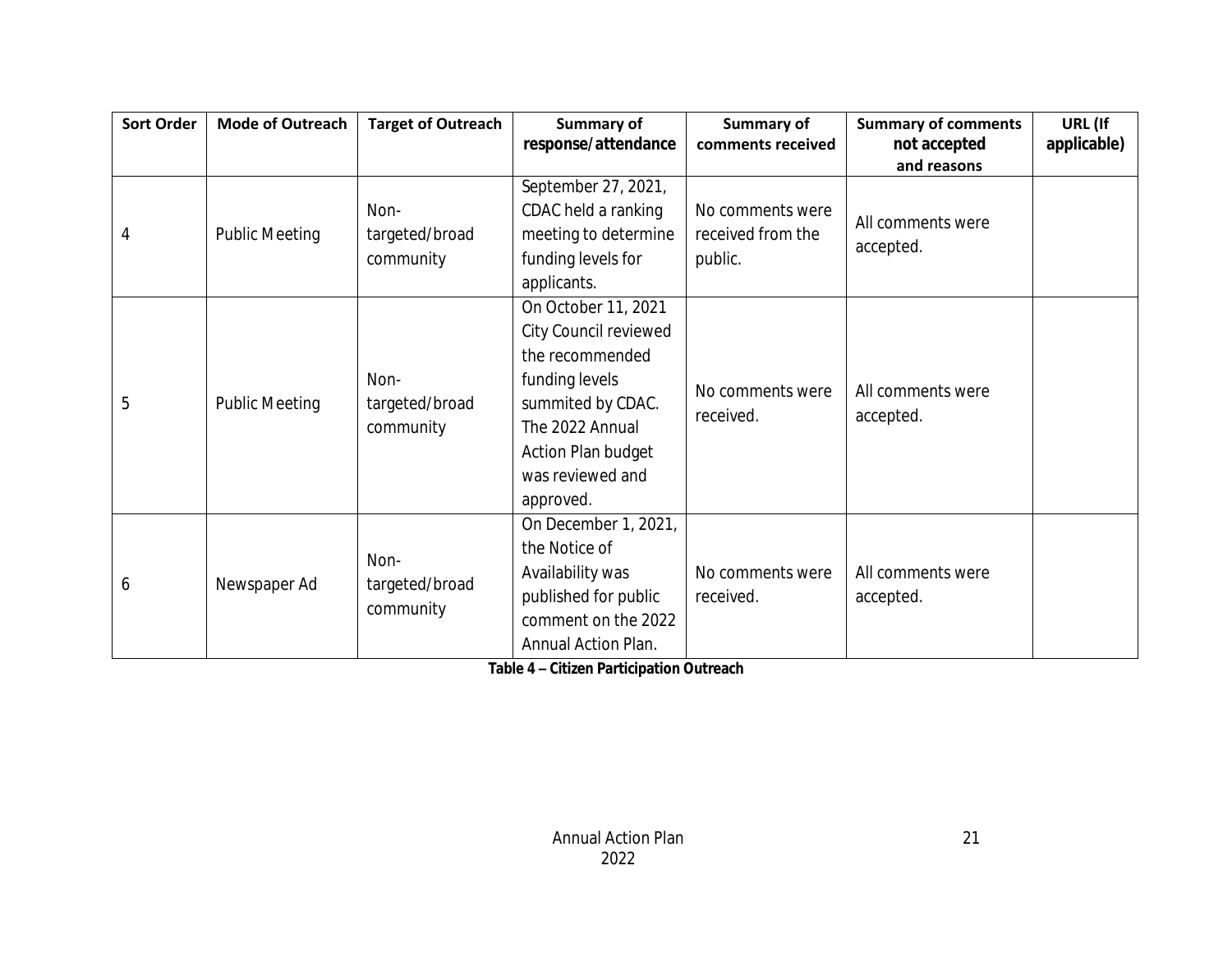| Sort Order | Mode of Outreach | Target of Outreach | Summary of response/attendance | Summary of comments received | Summary of comments not accepted and reasons | URL (If applicable) |
|---|---|---|---|---|---|---|
| 4 | Public Meeting | Non-targeted/broad community | September 27, 2021, CDAC held a ranking meeting to determine funding levels for applicants. | No comments were received from the public. | All comments were accepted. | |
| 5 | Public Meeting | Non-targeted/broad community | On October 11, 2021 City Council reviewed the recommended funding levels summited by CDAC. The 2022 Annual Action Plan budget was reviewed and approved. | No comments were received. | All comments were accepted. | |
| 6 | Newspaper Ad | Non-targeted/broad community | On December 1, 2021, the Notice of Availability was published for public comment on the 2022 Annual Action Plan. | No comments were received. | All comments were accepted. | |

**Table 4 – Citizen Participation Outreach**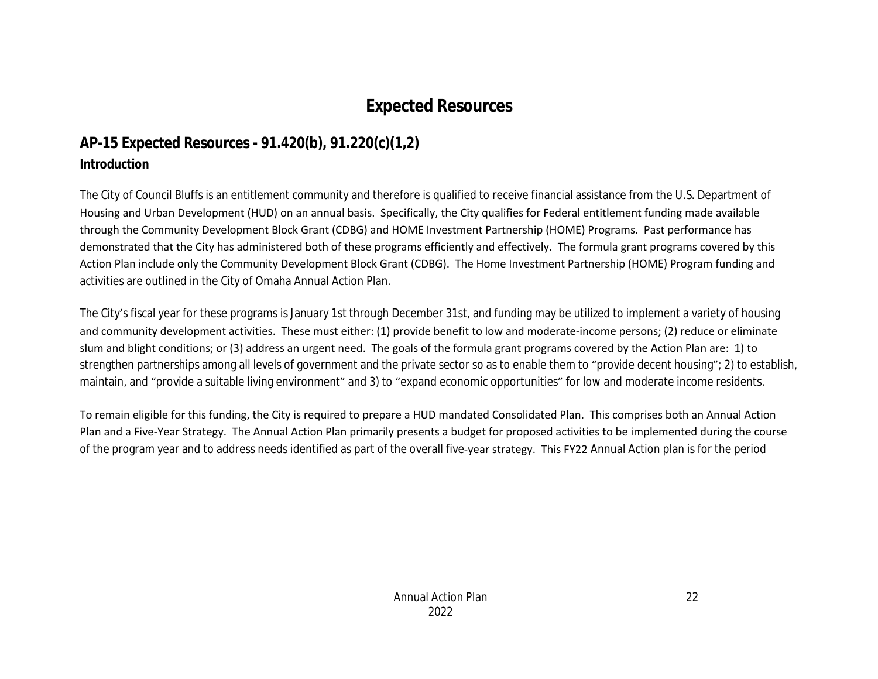# Expected Resources

## AP-15 Expected Resources - 91.420(b), 91.220(c)(1,2)

### Introduction

The City of Council Bluffs is an entitlement community and therefore is qualified to receive financial assistance from the U.S. Department of Housing and Urban Development (HUD) on an annual basis. Specifically, the City qualifies for Federal entitlement funding made available through the Community Development Block Grant (CDBG) and HOME Investment Partnership (HOME) Programs. Past performance has demonstrated that the City has administered both of these programs efficiently and effectively. The formula grant programs covered by this Action Plan include only the Community Development Block Grant (CDBG). The Home Investment Partnership (HOME) Program funding and activities are outlined in the City of Omaha Annual Action Plan.

The City's fiscal year for these programs is January 1st through December 31st, and funding may be utilized to implement a variety of housing and community development activities. These must either: (1) provide benefit to low and moderate-income persons; (2) reduce or eliminate slum and blight conditions; or (3) address an urgent need. The goals of the formula grant programs covered by the Action Plan are: 1) to strengthen partnerships among all levels of government and the private sector so as to enable them to "provide decent housing"; 2) to establish, maintain, and "provide a suitable living environment" and 3) to "expand economic opportunities" for low and moderate income residents.

To remain eligible for this funding, the City is required to prepare a HUD mandated Consolidated Plan. This comprises both an Annual Action Plan and a Five-Year Strategy. The Annual Action Plan primarily presents a budget for proposed activities to be implemented during the course of the program year and to address needs identified as part of the overall five-year strategy. This FY22 Annual Action plan is for the period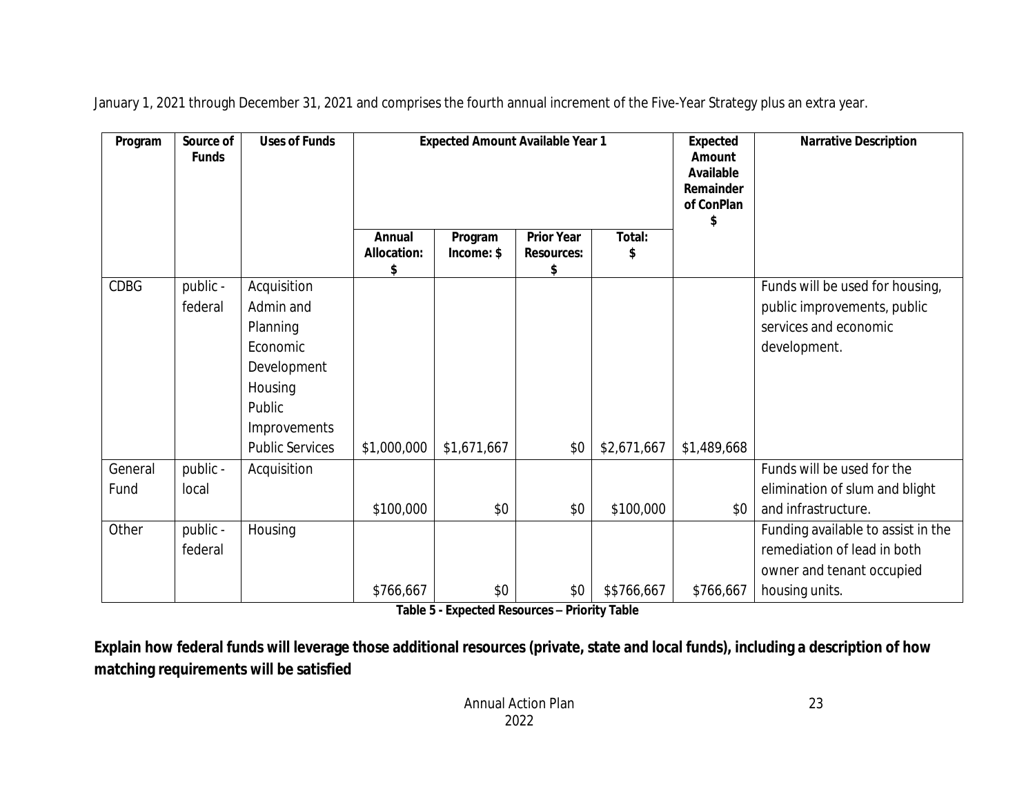January 1, 2021 through December 31, 2021 and comprises the fourth annual increment of the Five-Year Strategy plus an extra year.

| Program | Source of Funds | Uses of Funds | Expected Amount Available Year 1 | | | | Expected Amount Available Remainder of ConPlan $ | Narrative Description |
|---|---|---|---|---|---|---|---|---|
| | | | Annual Allocation: $ | Program Income: $ | Prior Year Resources: $ | Total: $ | | |
| CDBG | public - federal | Acquisition Admin and Planning Economic Development Housing Public Improvements Public Services | $1,000,000 | $1,671,667 | $0 | $2,671,667 | $1,489,668 | Funds will be used for housing, public improvements, public services and economic development. |
| General Fund | public - local | Acquisition | $100,000 | $0 | $0 | $100,000 | $0 | Funds will be used for the elimination of slum and blight and infrastructure. |
| Other | public - federal | Housing | $766,667 | $0 | $0 | $$766,667 | $766,667 | Funding available to assist in the remediation of lead in both owner and tenant occupied housing units. |

**Table 5 - Expected Resources – Priority Table**

**Explain how federal funds will leverage those additional resources (private, state and local funds), including a description of how matching requirements will be satisfied**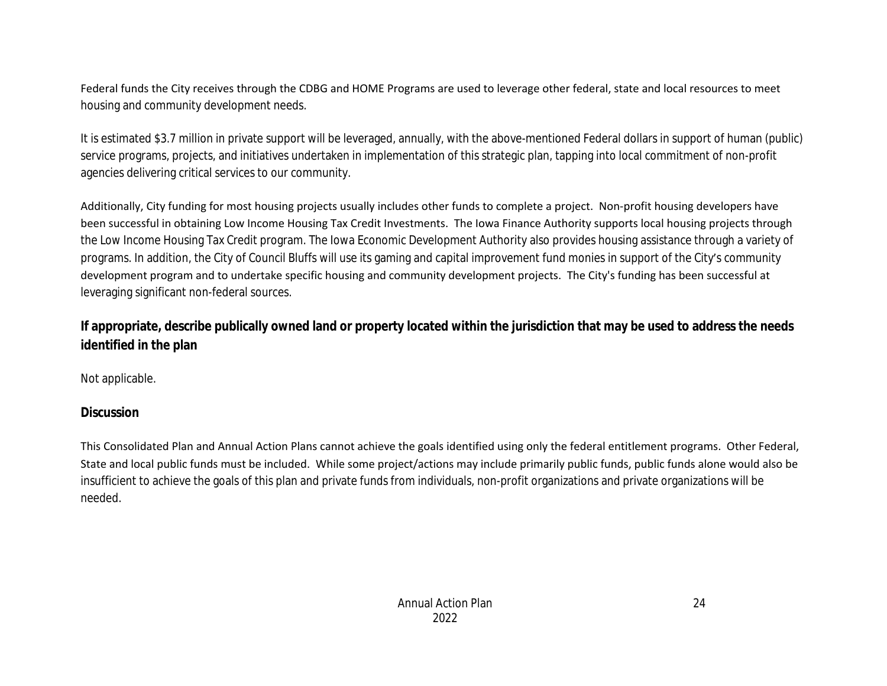Federal funds the City receives through the CDBG and HOME Programs are used to leverage other federal, state and local resources to meet housing and community development needs.

It is estimated $3.7 million in private support will be leveraged, annually, with the above-mentioned Federal dollars in support of human (public) service programs, projects, and initiatives undertaken in implementation of this strategic plan, tapping into local commitment of non-profit agencies delivering critical services to our community.

Additionally, City funding for most housing projects usually includes other funds to complete a project. Non-profit housing developers have been successful in obtaining Low Income Housing Tax Credit Investments. The Iowa Finance Authority supports local housing projects through the Low Income Housing Tax Credit program. The Iowa Economic Development Authority also provides housing assistance through a variety of programs. In addition, the City of Council Bluffs will use its gaming and capital improvement fund monies in support of the City's community development program and to undertake specific housing and community development projects. The City's funding has been successful at leveraging significant non-federal sources.

**If appropriate, describe publically owned land or property located within the jurisdiction that may be used to address the needs identified in the plan**

Not applicable.

**Discussion**

This Consolidated Plan and Annual Action Plans cannot achieve the goals identified using only the federal entitlement programs. Other Federal, State and local public funds must be included. While some project/actions may include primarily public funds, public funds alone would also be insufficient to achieve the goals of this plan and private funds from individuals, non-profit organizations and private organizations will be needed.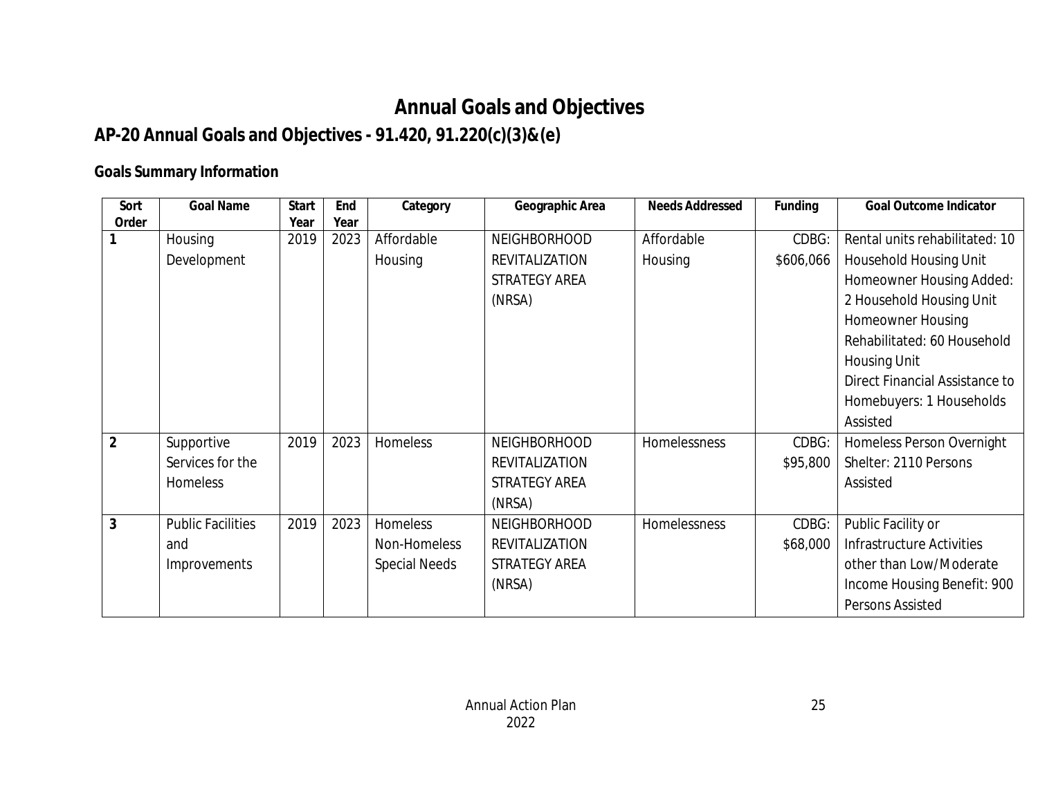# Annual Goals and Objectives

## AP-20 Annual Goals and Objectives - 91.420, 91.220(c)(3)&(e)

### Goals Summary Information

| Sort Order | Goal Name | Start Year | End Year | Category | Geographic Area | Needs Addressed | Funding | Goal Outcome Indicator |
|---|---|---|---|---|---|---|---|---|
| 1 | Housing Development | 2019 | 2023 | Affordable Housing | NEIGHBORHOOD REVITALIZATION STRATEGY AREA (NRSA) | Affordable Housing | CDBG: $606,066 | Rental units rehabilitated: 10 Household Housing Unit<br>Homeowner Housing Added: 2 Household Housing Unit<br>Homeowner Housing Rehabilitated: 60 Household Housing Unit<br>Direct Financial Assistance to Homebuyers: 1 Households Assisted |
| 2 | Supportive Services for the Homeless | 2019 | 2023 | Homeless | NEIGHBORHOOD REVITALIZATION STRATEGY AREA (NRSA) | Homelessness | CDBG: $95,800 | Homeless Person Overnight Shelter: 2110 Persons Assisted |
| 3 | Public Facilities and Improvements | 2019 | 2023 | Homeless<br>Non-Homeless Special Needs | NEIGHBORHOOD REVITALIZATION STRATEGY AREA (NRSA) | Homelessness | CDBG: $68,000 | Public Facility or Infrastructure Activities other than Low/Moderate Income Housing Benefit: 900 Persons Assisted |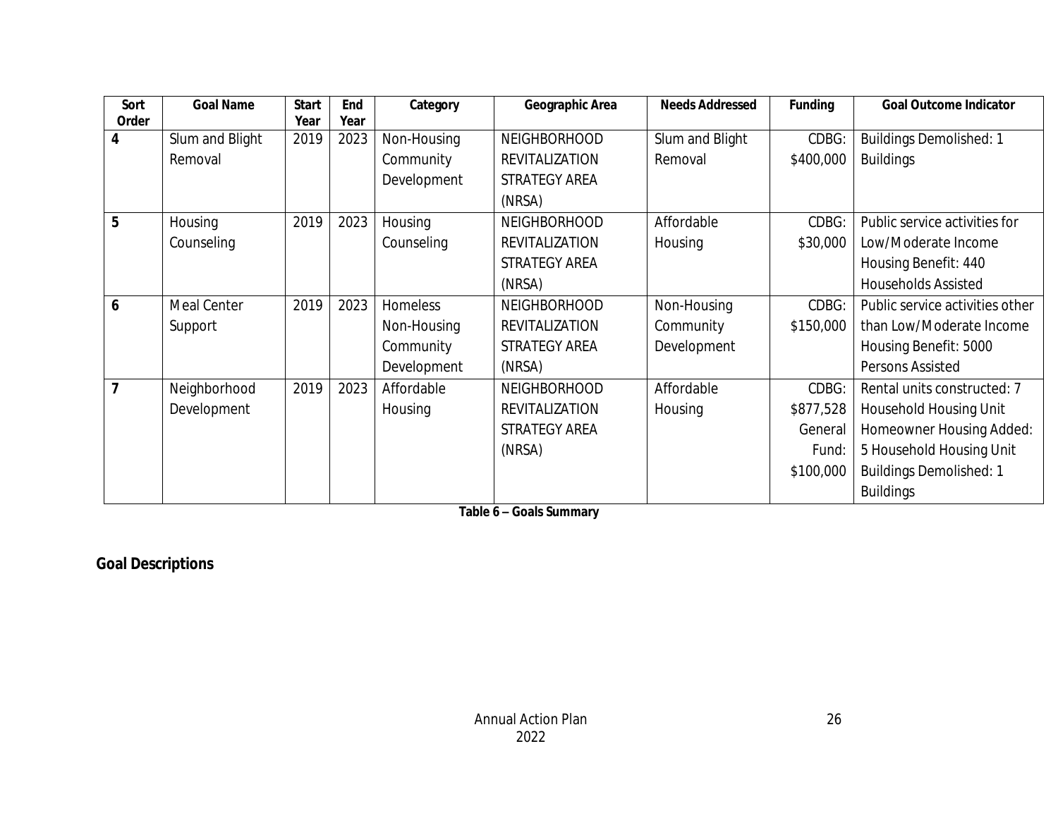| Sort Order | Goal Name | Start Year | End Year | Category | Geographic Area | Needs Addressed | Funding | Goal Outcome Indicator |
|---|---|---|---|---|---|---|---|---|
| 4 | Slum and Blight Removal | 2019 | 2023 | Non-Housing Community Development | NEIGHBORHOOD REVITALIZATION STRATEGY AREA (NRSA) | Slum and Blight Removal | CDBG: $400,000 | Buildings Demolished: 1 Buildings |
| 5 | Housing Counseling | 2019 | 2023 | Housing Counseling | NEIGHBORHOOD REVITALIZATION STRATEGY AREA (NRSA) | Affordable Housing | CDBG: $30,000 | Public service activities for Low/Moderate Income Housing Benefit: 440 Households Assisted |
| 6 | Meal Center Support | 2019 | 2023 | Homeless Non-Housing Community Development | NEIGHBORHOOD REVITALIZATION STRATEGY AREA (NRSA) | Non-Housing Community Development | CDBG: $150,000 | Public service activities other than Low/Moderate Income Housing Benefit: 5000 Persons Assisted |
| 7 | Neighborhood Development | 2019 | 2023 | Affordable Housing | NEIGHBORHOOD REVITALIZATION STRATEGY AREA (NRSA) | Affordable Housing | CDBG: $877,528 General Fund: $100,000 | Rental units constructed: 7 Household Housing Unit Homeowner Housing Added: 5 Household Housing Unit Buildings Demolished: 1 Buildings |

**Table 6 – Goals Summary**

## Goal Descriptions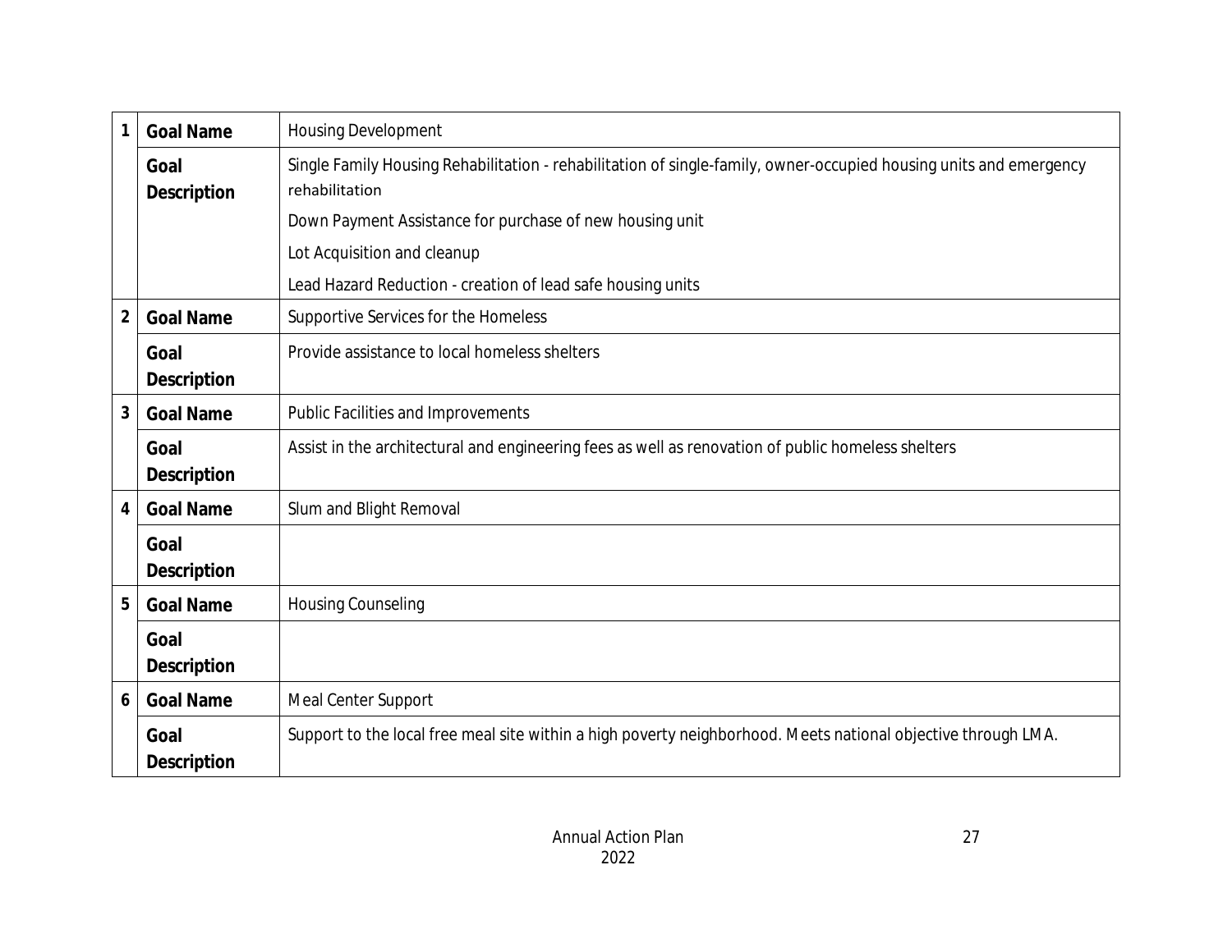| | | |
|---|---|---|
| 1 | **Goal Name** | Housing Development |
| | **Goal Description** | Single Family Housing Rehabilitation - rehabilitation of single-family, owner-occupied housing units and emergency rehabilitation<br>Down Payment Assistance for purchase of new housing unit<br>Lot Acquisition and cleanup<br>Lead Hazard Reduction - creation of lead safe housing units |
| 2 | **Goal Name** | Supportive Services for the Homeless |
| | **Goal Description** | Provide assistance to local homeless shelters |
| 3 | **Goal Name** | Public Facilities and Improvements |
| | **Goal Description** | Assist in the architectural and engineering fees as well as renovation of public homeless shelters |
| 4 | **Goal Name** | Slum and Blight Removal |
| | **Goal Description** | |
| 5 | **Goal Name** | Housing Counseling |
| | **Goal Description** | |
| 6 | **Goal Name** | Meal Center Support |
| | **Goal Description** | Support to the local free meal site within a high poverty neighborhood. Meets national objective through LMA. |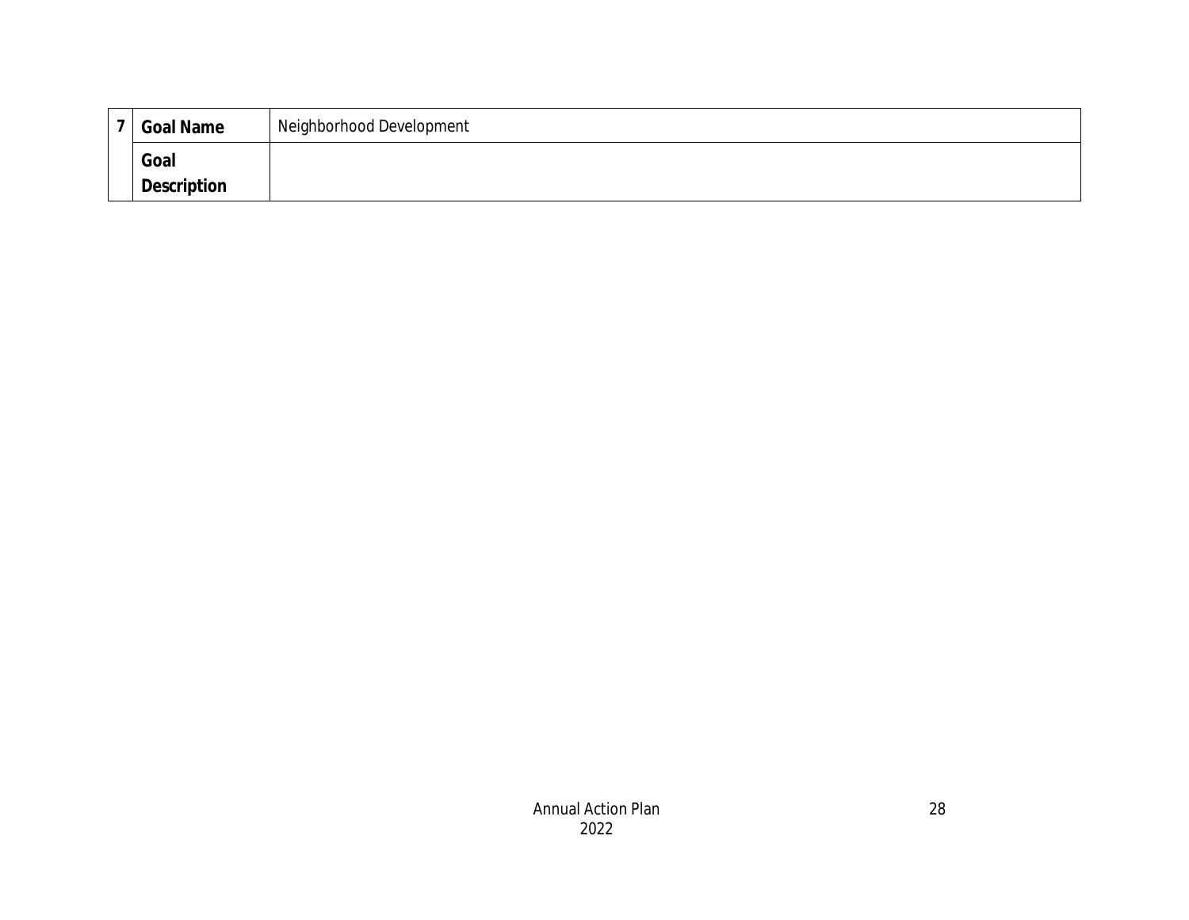| 7 | Goal Name | Neighborhood Development |
|---|---|---|
| | Goal Description | |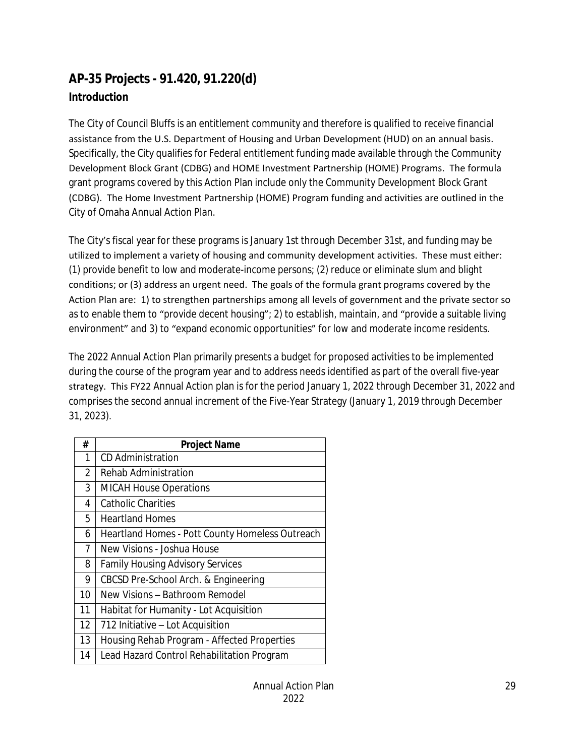## AP-35 Projects - 91.420, 91.220(d)

### Introduction

The City of Council Bluffs is an entitlement community and therefore is qualified to receive financial assistance from the U.S. Department of Housing and Urban Development (HUD) on an annual basis. Specifically, the City qualifies for Federal entitlement funding made available through the Community Development Block Grant (CDBG) and HOME Investment Partnership (HOME) Programs. The formula grant programs covered by this Action Plan include only the Community Development Block Grant (CDBG). The Home Investment Partnership (HOME) Program funding and activities are outlined in the City of Omaha Annual Action Plan.

The City's fiscal year for these programs is January 1st through December 31st, and funding may be utilized to implement a variety of housing and community development activities. These must either: (1) provide benefit to low and moderate-income persons; (2) reduce or eliminate slum and blight conditions; or (3) address an urgent need. The goals of the formula grant programs covered by the Action Plan are: 1) to strengthen partnerships among all levels of government and the private sector so as to enable them to "provide decent housing"; 2) to establish, maintain, and "provide a suitable living environment" and 3) to "expand economic opportunities" for low and moderate income residents.

The 2022 Annual Action Plan primarily presents a budget for proposed activities to be implemented during the course of the program year and to address needs identified as part of the overall five-year strategy. This FY22 Annual Action plan is for the period January 1, 2022 through December 31, 2022 and comprises the second annual increment of the Five-Year Strategy (January 1, 2019 through December 31, 2023).

| # | Project Name |
|---|---|
| 1 | CD Administration |
| 2 | Rehab Administration |
| 3 | MICAH House Operations |
| 4 | Catholic Charities |
| 5 | Heartland Homes |
| 6 | Heartland Homes - Pott County Homeless Outreach |
| 7 | New Visions - Joshua House |
| 8 | Family Housing Advisory Services |
| 9 | CBCSD Pre-School Arch. & Engineering |
| 10 | New Visions – Bathroom Remodel |
| 11 | Habitat for Humanity - Lot Acquisition |
| 12 | 712 Initiative – Lot Acquisition |
| 13 | Housing Rehab Program - Affected Properties |
| 14 | Lead Hazard Control Rehabilitation Program |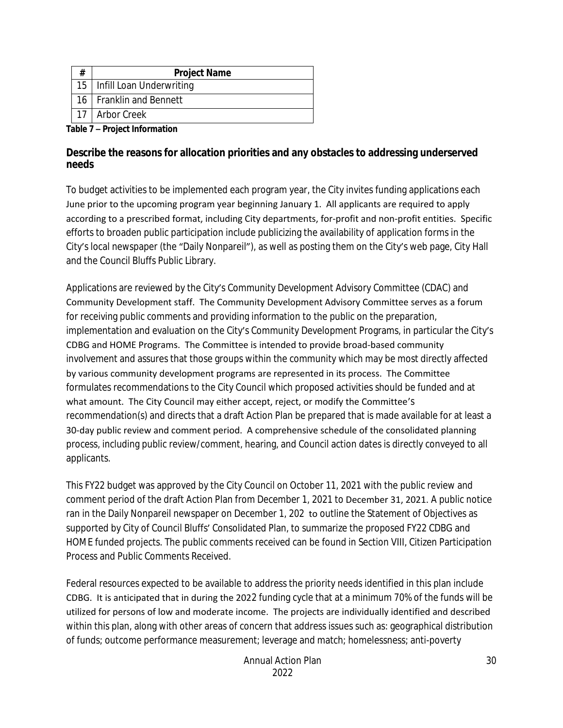| # | Project Name |
|---|---|
| 15 | Infill Loan Underwriting |
| 16 | Franklin and Bennett |
| 17 | Arbor Creek |

**Table 7 – Project Information**

**Describe the reasons for allocation priorities and any obstacles to addressing underserved needs**

To budget activities to be implemented each program year, the City invites funding applications each June prior to the upcoming program year beginning January 1. All applicants are required to apply according to a prescribed format, including City departments, for-profit and non-profit entities. Specific efforts to broaden public participation include publicizing the availability of application forms in the City's local newspaper (the "Daily Nonpareil"), as well as posting them on the City's web page, City Hall and the Council Bluffs Public Library.

Applications are reviewed by the City's Community Development Advisory Committee (CDAC) and Community Development staff. The Community Development Advisory Committee serves as a forum for receiving public comments and providing information to the public on the preparation, implementation and evaluation on the City's Community Development Programs, in particular the City's CDBG and HOME Programs. The Committee is intended to provide broad-based community involvement and assures that those groups within the community which may be most directly affected by various community development programs are represented in its process. The Committee formulates recommendations to the City Council which proposed activities should be funded and at what amount. The City Council may either accept, reject, or modify the Committee'S recommendation(s) and directs that a draft Action Plan be prepared that is made available for at least a 30-day public review and comment period. A comprehensive schedule of the consolidated planning process, including public review/comment, hearing, and Council action dates is directly conveyed to all applicants.

This FY22 budget was approved by the City Council on October 11, 2021 with the public review and comment period of the draft Action Plan from December 1, 2021 to December 31, 2021. A public notice ran in the Daily Nonpareil newspaper on December 1, 202 to outline the Statement of Objectives as supported by City of Council Bluffs' Consolidated Plan, to summarize the proposed FY22 CDBG and HOME funded projects. The public comments received can be found in Section VIII, Citizen Participation Process and Public Comments Received.

Federal resources expected to be available to address the priority needs identified in this plan include CDBG. It is anticipated that in during the 2022 funding cycle that at a minimum 70% of the funds will be utilized for persons of low and moderate income. The projects are individually identified and described within this plan, along with other areas of concern that address issues such as: geographical distribution of funds; outcome performance measurement; leverage and match; homelessness; anti-poverty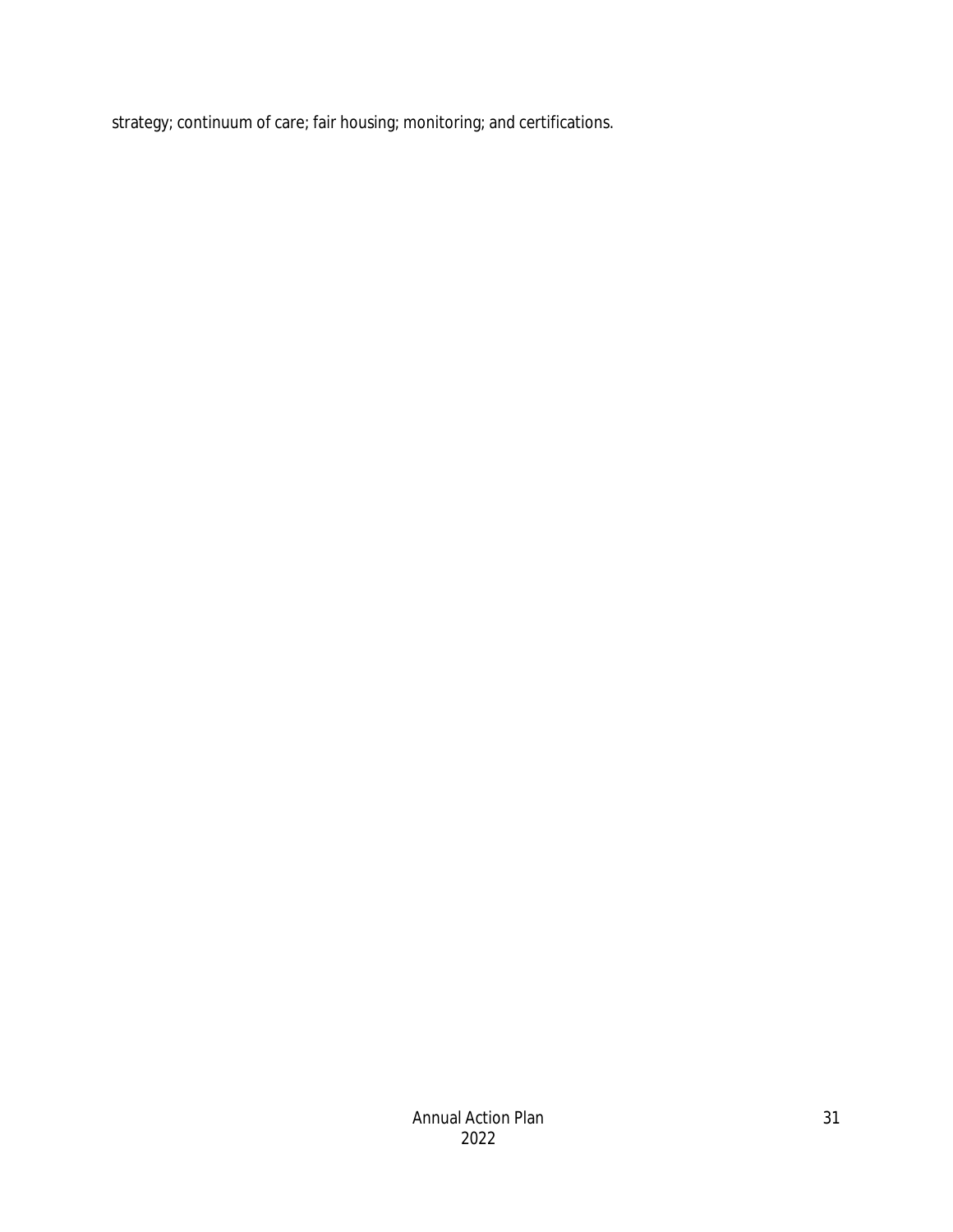strategy; continuum of care; fair housing; monitoring; and certifications.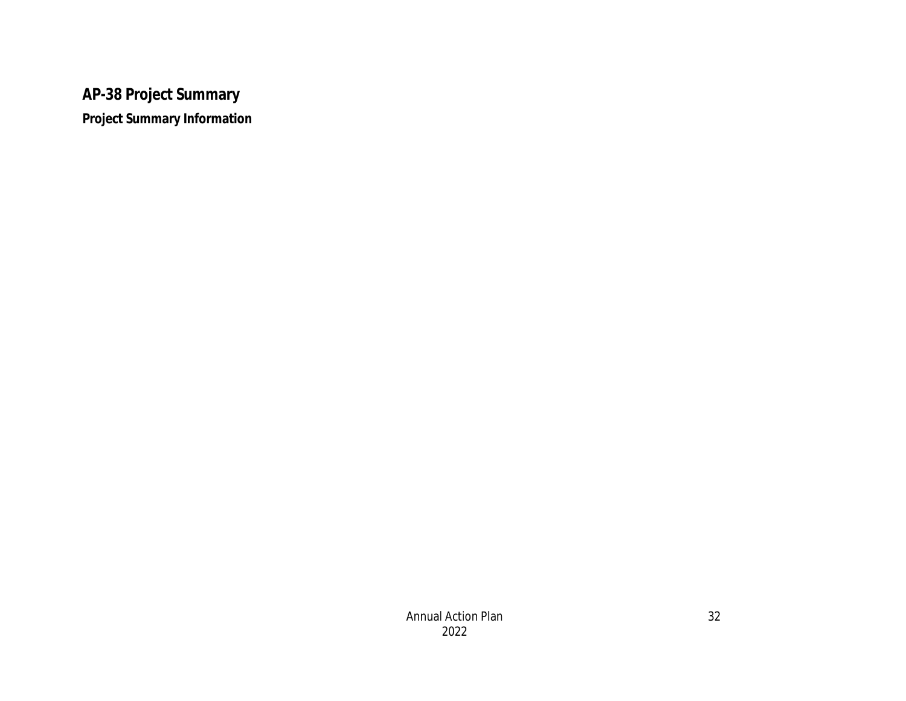## AP-38 Project Summary

### Project Summary Information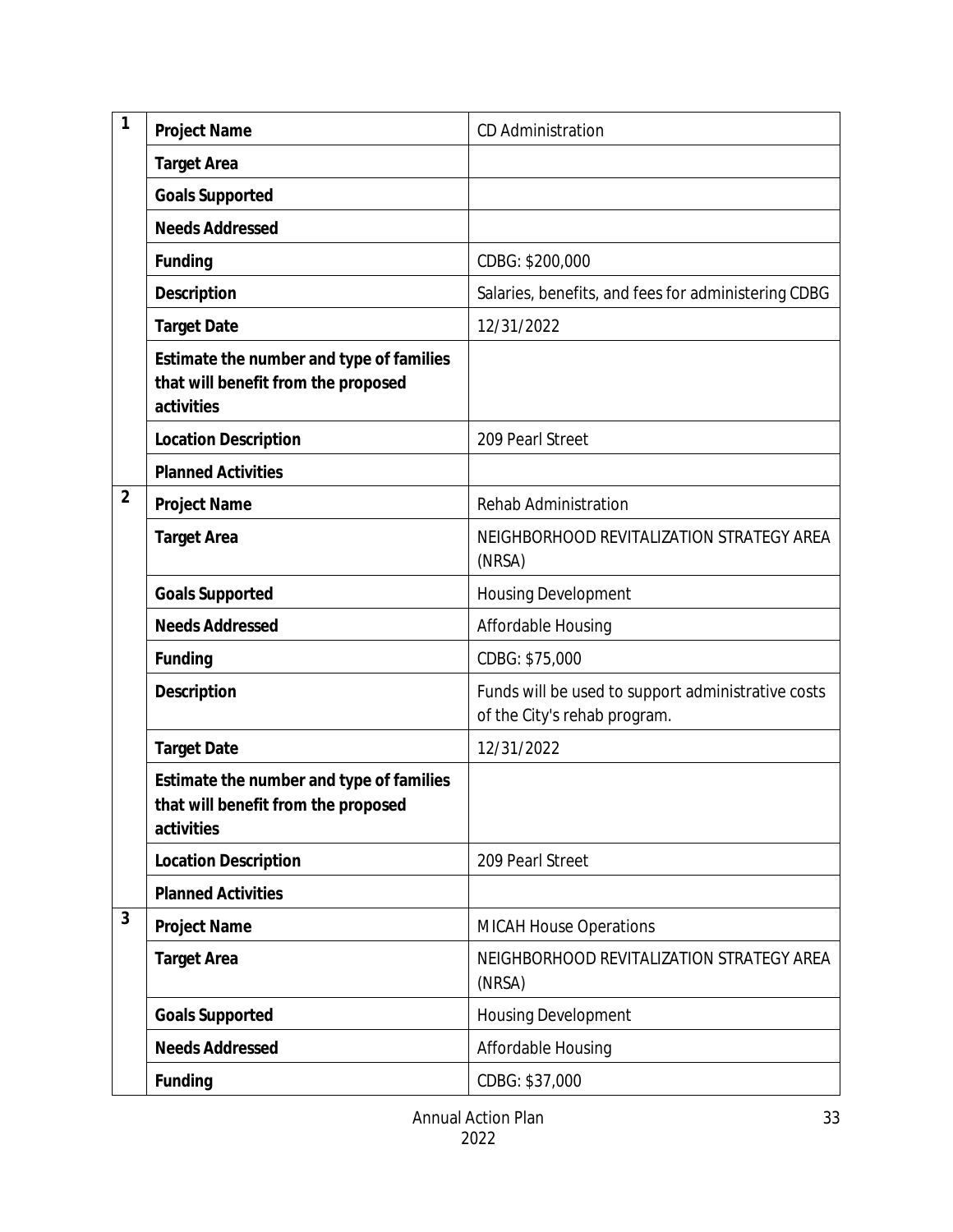| | | |
|---|---|---|
| 1 | **Project Name** | CD Administration |
| | **Target Area** | |
| | **Goals Supported** | |
| | **Needs Addressed** | |
| | **Funding** | CDBG: $200,000 |
| | **Description** | Salaries, benefits, and fees for administering CDBG |
| | **Target Date** | 12/31/2022 |
| | **Estimate the number and type of families that will benefit from the proposed activities** | |
| | **Location Description** | 209 Pearl Street |
| | **Planned Activities** | |
| 2 | **Project Name** | Rehab Administration |
| | **Target Area** | NEIGHBORHOOD REVITALIZATION STRATEGY AREA (NRSA) |
| | **Goals Supported** | Housing Development |
| | **Needs Addressed** | Affordable Housing |
| | **Funding** | CDBG: $75,000 |
| | **Description** | Funds will be used to support administrative costs of the City's rehab program. |
| | **Target Date** | 12/31/2022 |
| | **Estimate the number and type of families that will benefit from the proposed activities** | |
| | **Location Description** | 209 Pearl Street |
| | **Planned Activities** | |
| 3 | **Project Name** | MICAH House Operations |
| | **Target Area** | NEIGHBORHOOD REVITALIZATION STRATEGY AREA (NRSA) |
| | **Goals Supported** | Housing Development |
| | **Needs Addressed** | Affordable Housing |
| | **Funding** | CDBG: $37,000 |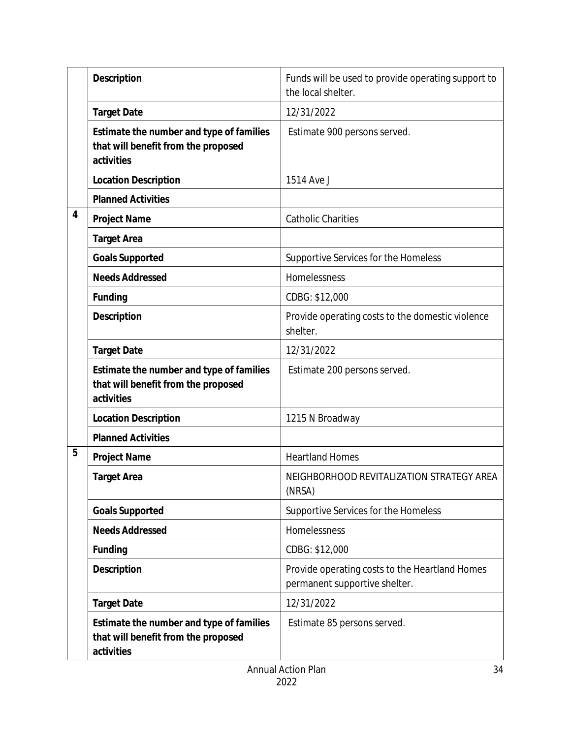| | | |
|---|---|---|
| | **Description** | Funds will be used to provide operating support to the local shelter. |
| | **Target Date** | 12/31/2022 |
| | **Estimate the number and type of families that will benefit from the proposed activities** | Estimate 900 persons served. |
| | **Location Description** | 1514 Ave J |
| | **Planned Activities** | |
| 4 | **Project Name** | Catholic Charities |
| | **Target Area** | |
| | **Goals Supported** | Supportive Services for the Homeless |
| | **Needs Addressed** | Homelessness |
| | **Funding** | CDBG: $12,000 |
| | **Description** | Provide operating costs to the domestic violence shelter. |
| | **Target Date** | 12/31/2022 |
| | **Estimate the number and type of families that will benefit from the proposed activities** | Estimate 200 persons served. |
| | **Location Description** | 1215 N Broadway |
| | **Planned Activities** | |
| 5 | **Project Name** | Heartland Homes |
| | **Target Area** | NEIGHBORHOOD REVITALIZATION STRATEGY AREA (NRSA) |
| | **Goals Supported** | Supportive Services for the Homeless |
| | **Needs Addressed** | Homelessness |
| | **Funding** | CDBG: $12,000 |
| | **Description** | Provide operating costs to the Heartland Homes permanent supportive shelter. |
| | **Target Date** | 12/31/2022 |
| | **Estimate the number and type of families that will benefit from the proposed activities** | Estimate 85 persons served. |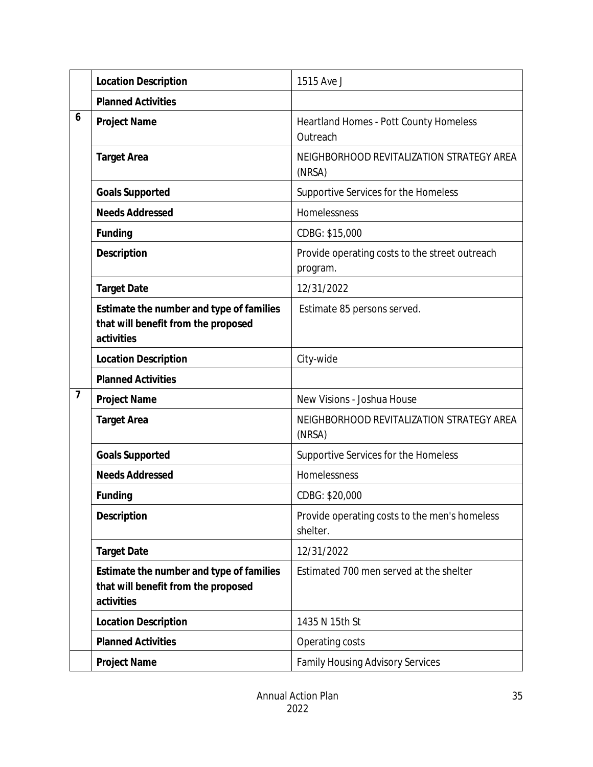| | | |
|---|---|---|
| | **Location Description** | 1515 Ave J |
| | **Planned Activities** | |
| **6** | **Project Name** | Heartland Homes - Pott County Homeless Outreach |
| | **Target Area** | NEIGHBORHOOD REVITALIZATION STRATEGY AREA (NRSA) |
| | **Goals Supported** | Supportive Services for the Homeless |
| | **Needs Addressed** | Homelessness |
| | **Funding** | CDBG: $15,000 |
| | **Description** | Provide operating costs to the street outreach program. |
| | **Target Date** | 12/31/2022 |
| | **Estimate the number and type of families that will benefit from the proposed activities** | Estimate 85 persons served. |
| | **Location Description** | City-wide |
| | **Planned Activities** | |
| **7** | **Project Name** | New Visions - Joshua House |
| | **Target Area** | NEIGHBORHOOD REVITALIZATION STRATEGY AREA (NRSA) |
| | **Goals Supported** | Supportive Services for the Homeless |
| | **Needs Addressed** | Homelessness |
| | **Funding** | CDBG: $20,000 |
| | **Description** | Provide operating costs to the men's homeless shelter. |
| | **Target Date** | 12/31/2022 |
| | **Estimate the number and type of families that will benefit from the proposed activities** | Estimated 700 men served at the shelter |
| | **Location Description** | 1435 N 15th St |
| | **Planned Activities** | Operating costs |
| | **Project Name** | Family Housing Advisory Services |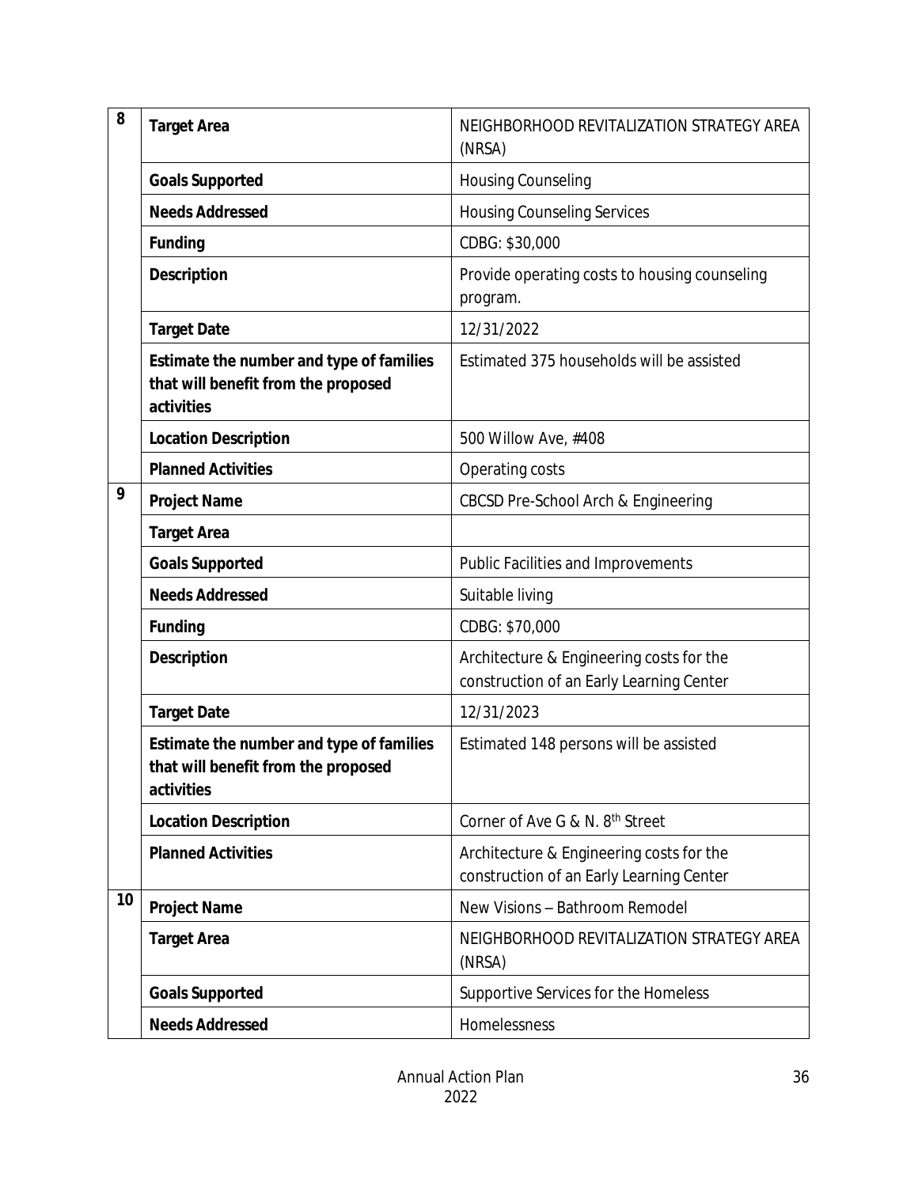| | | |
|---|---|---|
| 8 | **Target Area** | NEIGHBORHOOD REVITALIZATION STRATEGY AREA (NRSA) |
| | **Goals Supported** | Housing Counseling |
| | **Needs Addressed** | Housing Counseling Services |
| | **Funding** | CDBG: $30,000 |
| | **Description** | Provide operating costs to housing counseling program. |
| | **Target Date** | 12/31/2022 |
| | **Estimate the number and type of families that will benefit from the proposed activities** | Estimated 375 households will be assisted |
| | **Location Description** | 500 Willow Ave, #408 |
| | **Planned Activities** | Operating costs |
| 9 | **Project Name** | CBCSD Pre-School Arch & Engineering |
| | **Target Area** | |
| | **Goals Supported** | Public Facilities and Improvements |
| | **Needs Addressed** | Suitable living |
| | **Funding** | CDBG: $70,000 |
| | **Description** | Architecture & Engineering costs for the construction of an Early Learning Center |
| | **Target Date** | 12/31/2023 |
| | **Estimate the number and type of families that will benefit from the proposed activities** | Estimated 148 persons will be assisted |
| | **Location Description** | Corner of Ave G & N. 8th Street |
| | **Planned Activities** | Architecture & Engineering costs for the construction of an Early Learning Center |
| 10 | **Project Name** | New Visions – Bathroom Remodel |
| | **Target Area** | NEIGHBORHOOD REVITALIZATION STRATEGY AREA (NRSA) |
| | **Goals Supported** | Supportive Services for the Homeless |
| | **Needs Addressed** | Homelessness |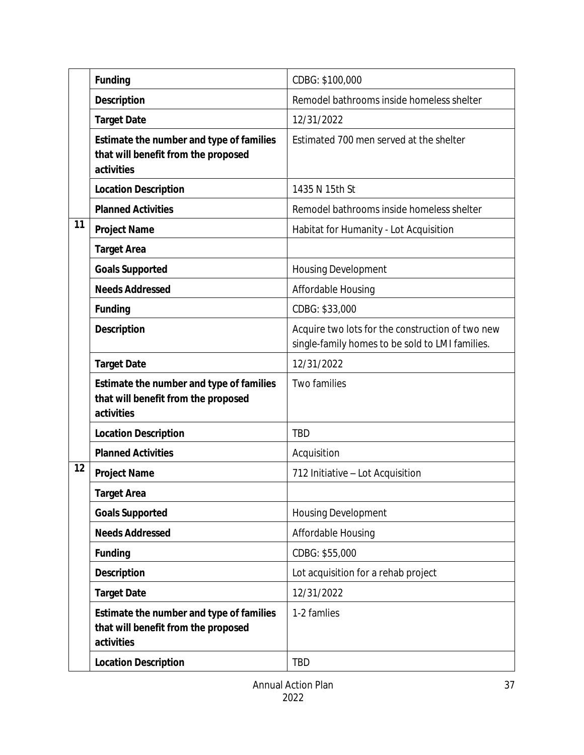| | | |
|---|---|---|
| | **Funding** | CDBG: $100,000 |
| | **Description** | Remodel bathrooms inside homeless shelter |
| | **Target Date** | 12/31/2022 |
| | **Estimate the number and type of families that will benefit from the proposed activities** | Estimated 700 men served at the shelter |
| | **Location Description** | 1435 N 15th St |
| | **Planned Activities** | Remodel bathrooms inside homeless shelter |
| 11 | **Project Name** | Habitat for Humanity - Lot Acquisition |
| | **Target Area** | |
| | **Goals Supported** | Housing Development |
| | **Needs Addressed** | Affordable Housing |
| | **Funding** | CDBG: $33,000 |
| | **Description** | Acquire two lots for the construction of two new single-family homes to be sold to LMI families. |
| | **Target Date** | 12/31/2022 |
| | **Estimate the number and type of families that will benefit from the proposed activities** | Two families |
| | **Location Description** | TBD |
| | **Planned Activities** | Acquisition |
| 12 | **Project Name** | 712 Initiative – Lot Acquisition |
| | **Target Area** | |
| | **Goals Supported** | Housing Development |
| | **Needs Addressed** | Affordable Housing |
| | **Funding** | CDBG: $55,000 |
| | **Description** | Lot acquisition for a rehab project |
| | **Target Date** | 12/31/2022 |
| | **Estimate the number and type of families that will benefit from the proposed activities** | 1-2 famlies |
| | **Location Description** | TBD |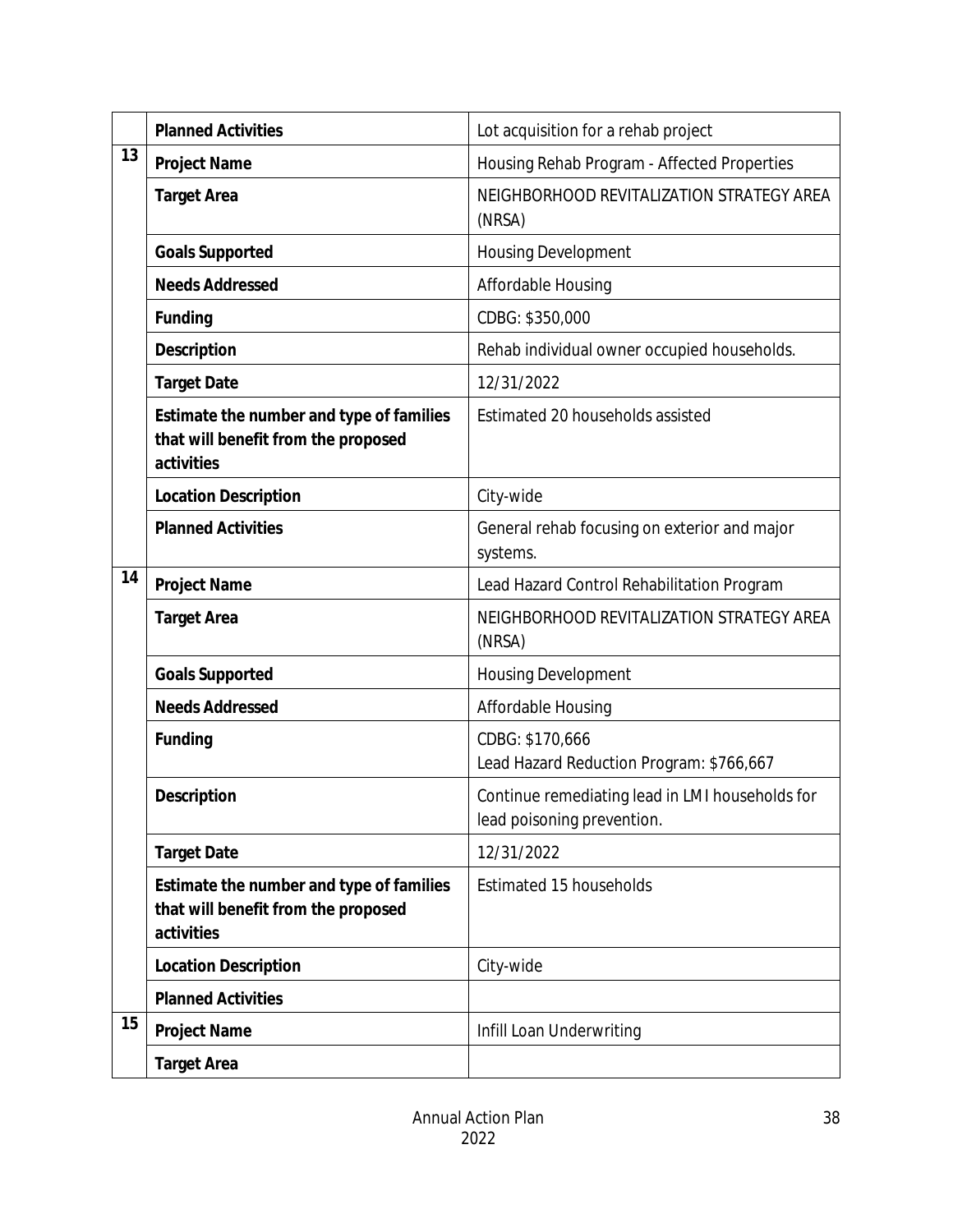| | | |
|---|---|---|
| | **Planned Activities** | Lot acquisition for a rehab project |
| 13 | **Project Name** | Housing Rehab Program - Affected Properties |
| | **Target Area** | NEIGHBORHOOD REVITALIZATION STRATEGY AREA (NRSA) |
| | **Goals Supported** | Housing Development |
| | **Needs Addressed** | Affordable Housing |
| | **Funding** | CDBG: $350,000 |
| | **Description** | Rehab individual owner occupied households. |
| | **Target Date** | 12/31/2022 |
| | **Estimate the number and type of families that will benefit from the proposed activities** | Estimated 20 households assisted |
| | **Location Description** | City-wide |
| | **Planned Activities** | General rehab focusing on exterior and major systems. |
| 14 | **Project Name** | Lead Hazard Control Rehabilitation Program |
| | **Target Area** | NEIGHBORHOOD REVITALIZATION STRATEGY AREA (NRSA) |
| | **Goals Supported** | Housing Development |
| | **Needs Addressed** | Affordable Housing |
| | **Funding** | CDBG: $170,666<br>Lead Hazard Reduction Program: $766,667 |
| | **Description** | Continue remediating lead in LMI households for lead poisoning prevention. |
| | **Target Date** | 12/31/2022 |
| | **Estimate the number and type of families that will benefit from the proposed activities** | Estimated 15 households |
| | **Location Description** | City-wide |
| | **Planned Activities** | |
| 15 | **Project Name** | Infill Loan Underwriting |
| | **Target Area** | |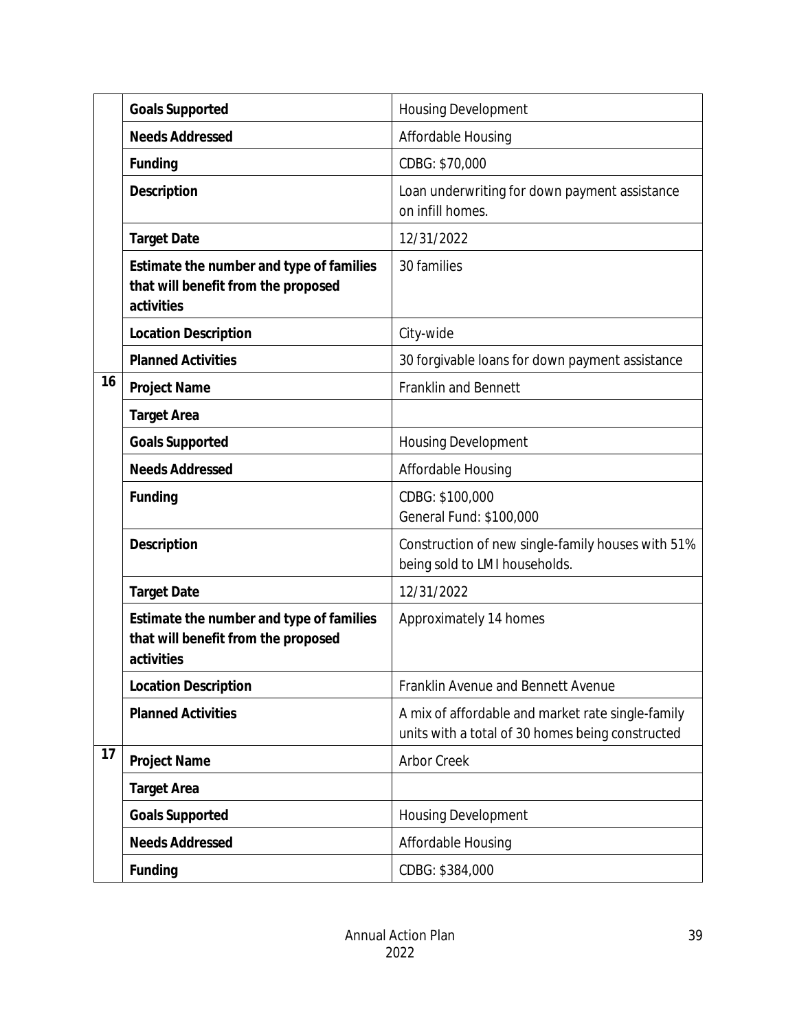| | | |
|---|---|---|
| | **Goals Supported** | Housing Development |
| | **Needs Addressed** | Affordable Housing |
| | **Funding** | CDBG: $70,000 |
| | **Description** | Loan underwriting for down payment assistance on infill homes. |
| | **Target Date** | 12/31/2022 |
| | **Estimate the number and type of families that will benefit from the proposed activities** | 30 families |
| | **Location Description** | City-wide |
| | **Planned Activities** | 30 forgivable loans for down payment assistance |
| 16 | **Project Name** | Franklin and Bennett |
| | **Target Area** | |
| | **Goals Supported** | Housing Development |
| | **Needs Addressed** | Affordable Housing |
| | **Funding** | CDBG: $100,000<br>General Fund: $100,000 |
| | **Description** | Construction of new single-family houses with 51% being sold to LMI households. |
| | **Target Date** | 12/31/2022 |
| | **Estimate the number and type of families that will benefit from the proposed activities** | Approximately 14 homes |
| | **Location Description** | Franklin Avenue and Bennett Avenue |
| | **Planned Activities** | A mix of affordable and market rate single-family units with a total of 30 homes being constructed |
| 17 | **Project Name** | Arbor Creek |
| | **Target Area** | |
| | **Goals Supported** | Housing Development |
| | **Needs Addressed** | Affordable Housing |
| | **Funding** | CDBG: $384,000 |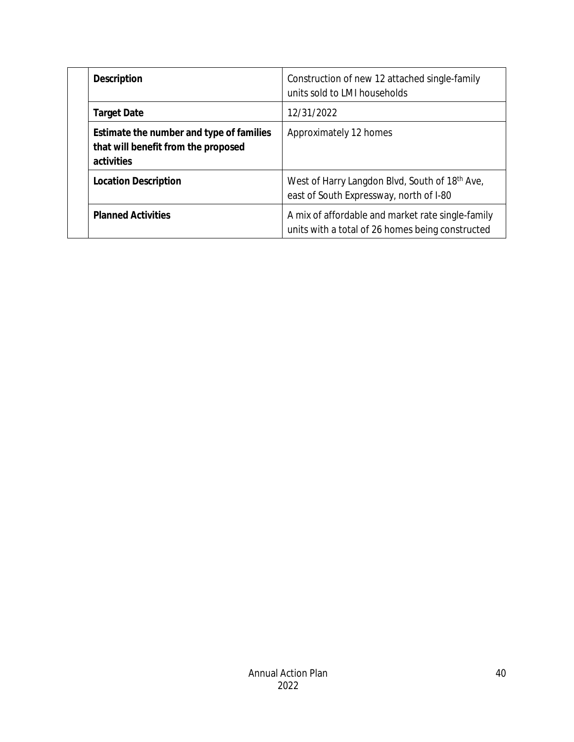| | | |
|---|---|---|
| | **Description** | Construction of new 12 attached single-family units sold to LMI households |
| | **Target Date** | 12/31/2022 |
| | **Estimate the number and type of families that will benefit from the proposed activities** | Approximately 12 homes |
| | **Location Description** | West of Harry Langdon Blvd, South of 18th Ave, east of South Expressway, north of I-80 |
| | **Planned Activities** | A mix of affordable and market rate single-family units with a total of 26 homes being constructed |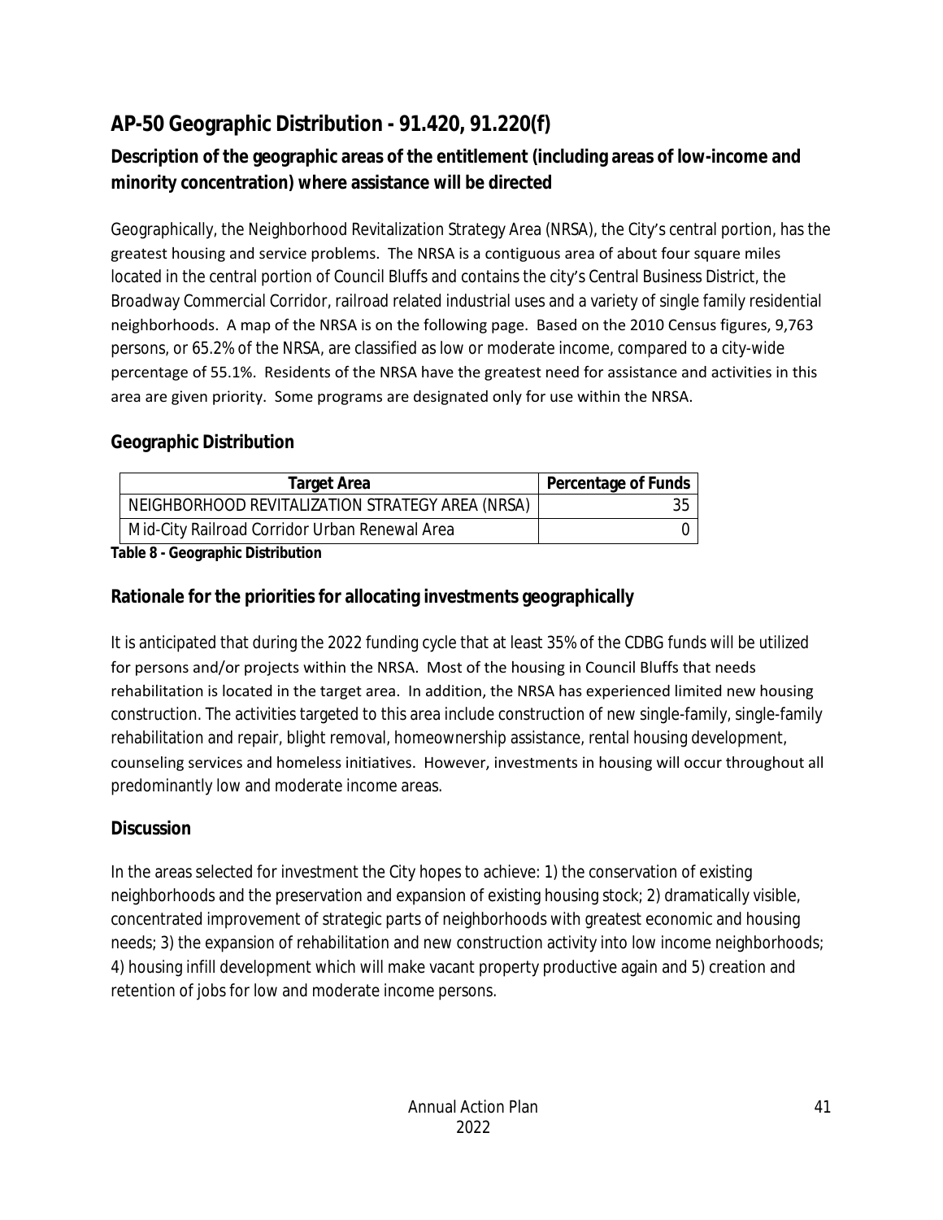## AP-50 Geographic Distribution - 91.420, 91.220(f)

### Description of the geographic areas of the entitlement (including areas of low-income and minority concentration) where assistance will be directed

Geographically, the Neighborhood Revitalization Strategy Area (NRSA), the City's central portion, has the greatest housing and service problems. The NRSA is a contiguous area of about four square miles located in the central portion of Council Bluffs and contains the city's Central Business District, the Broadway Commercial Corridor, railroad related industrial uses and a variety of single family residential neighborhoods. A map of the NRSA is on the following page. Based on the 2010 Census figures, 9,763 persons, or 65.2% of the NRSA, are classified as low or moderate income, compared to a city-wide percentage of 55.1%. Residents of the NRSA have the greatest need for assistance and activities in this area are given priority. Some programs are designated only for use within the NRSA.

### Geographic Distribution

| Target Area | Percentage of Funds |
|---|---|
| NEIGHBORHOOD REVITALIZATION STRATEGY AREA (NRSA) | 35 |
| Mid-City Railroad Corridor Urban Renewal Area | 0 |

**Table 8 - Geographic Distribution**

### Rationale for the priorities for allocating investments geographically

It is anticipated that during the 2022 funding cycle that at least 35% of the CDBG funds will be utilized for persons and/or projects within the NRSA. Most of the housing in Council Bluffs that needs rehabilitation is located in the target area. In addition, the NRSA has experienced limited new housing construction. The activities targeted to this area include construction of new single-family, single-family rehabilitation and repair, blight removal, homeownership assistance, rental housing development, counseling services and homeless initiatives. However, investments in housing will occur throughout all predominantly low and moderate income areas.

### Discussion

In the areas selected for investment the City hopes to achieve: 1) the conservation of existing neighborhoods and the preservation and expansion of existing housing stock; 2) dramatically visible, concentrated improvement of strategic parts of neighborhoods with greatest economic and housing needs; 3) the expansion of rehabilitation and new construction activity into low income neighborhoods; 4) housing infill development which will make vacant property productive again and 5) creation and retention of jobs for low and moderate income persons.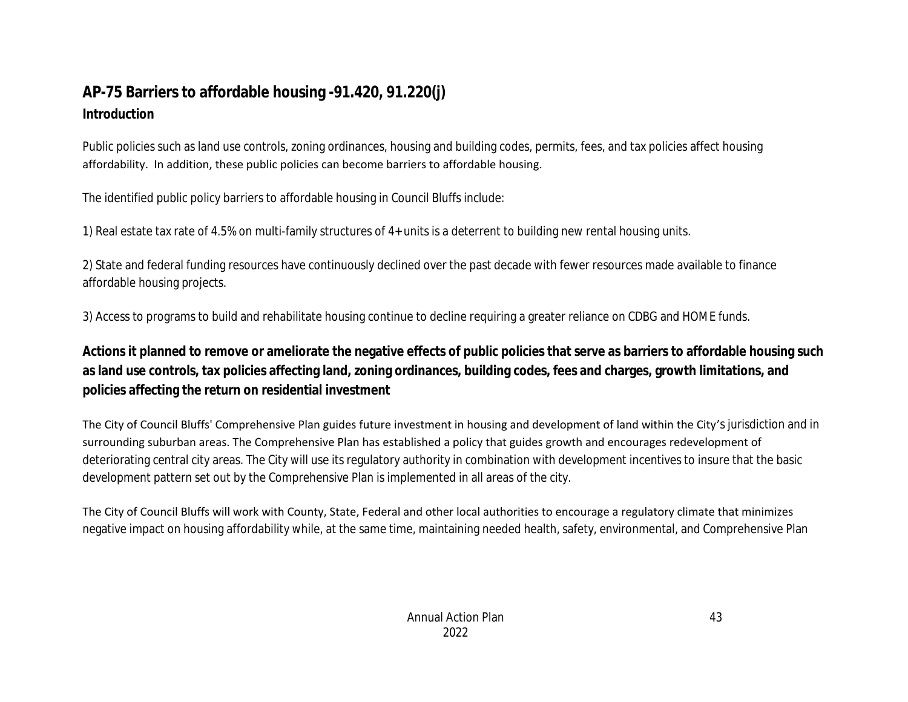## AP-75 Barriers to affordable housing -91.420, 91.220(j)

### Introduction

Public policies such as land use controls, zoning ordinances, housing and building codes, permits, fees, and tax policies affect housing affordability. In addition, these public policies can become barriers to affordable housing.

The identified public policy barriers to affordable housing in Council Bluffs include:

1) Real estate tax rate of 4.5% on multi-family structures of 4+ units is a deterrent to building new rental housing units.

2) State and federal funding resources have continuously declined over the past decade with fewer resources made available to finance affordable housing projects.

3) Access to programs to build and rehabilitate housing continue to decline requiring a greater reliance on CDBG and HOME funds.

### Actions it planned to remove or ameliorate the negative effects of public policies that serve as barriers to affordable housing such as land use controls, tax policies affecting land, zoning ordinances, building codes, fees and charges, growth limitations, and policies affecting the return on residential investment

The City of Council Bluffs' Comprehensive Plan guides future investment in housing and development of land within the City's jurisdiction and in surrounding suburban areas. The Comprehensive Plan has established a policy that guides growth and encourages redevelopment of deteriorating central city areas. The City will use its regulatory authority in combination with development incentives to insure that the basic development pattern set out by the Comprehensive Plan is implemented in all areas of the city.

The City of Council Bluffs will work with County, State, Federal and other local authorities to encourage a regulatory climate that minimizes negative impact on housing affordability while, at the same time, maintaining needed health, safety, environmental, and Comprehensive Plan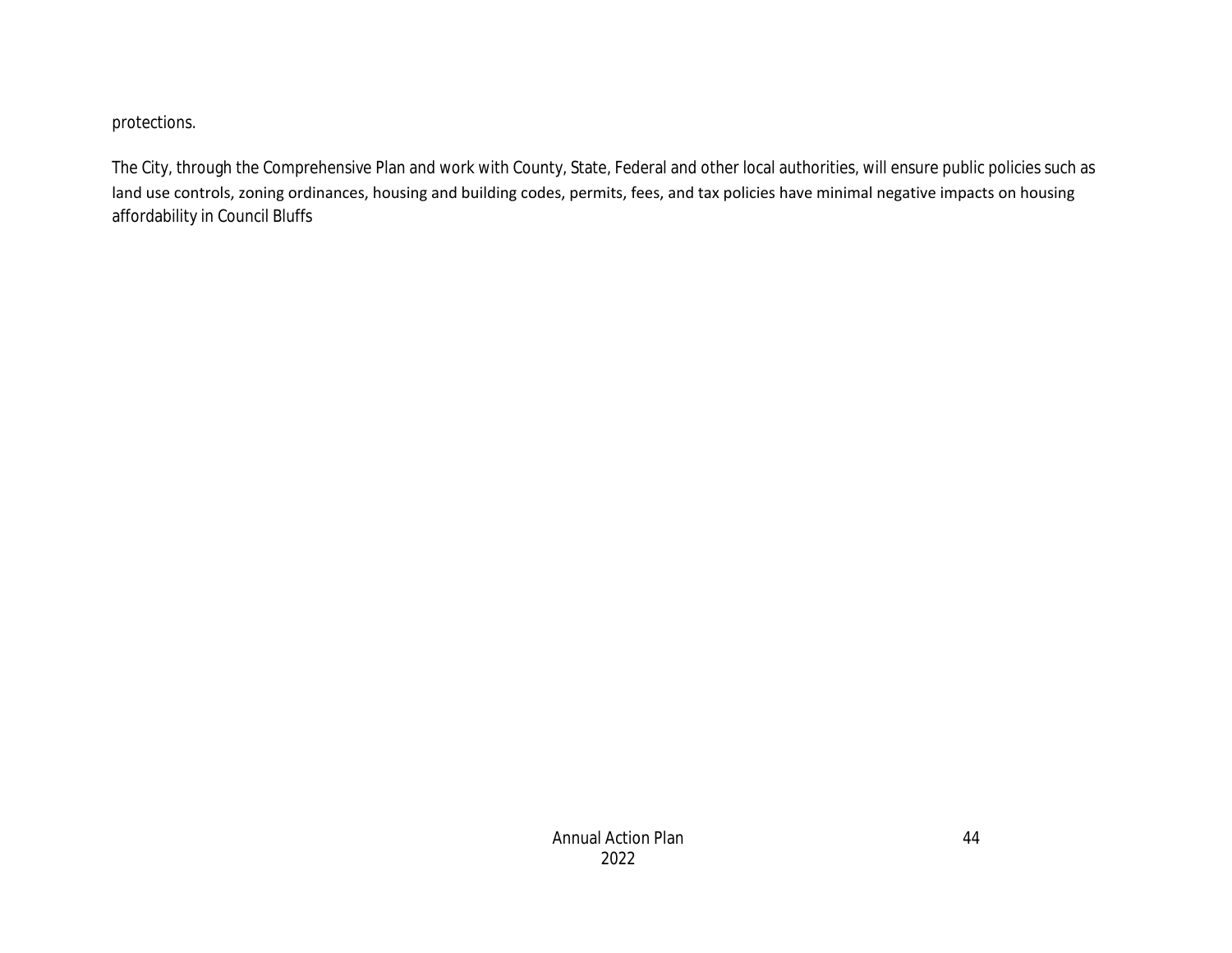protections.

The City, through the Comprehensive Plan and work with County, State, Federal and other local authorities, will ensure public policies such as land use controls, zoning ordinances, housing and building codes, permits, fees, and tax policies have minimal negative impacts on housing affordability in Council Bluffs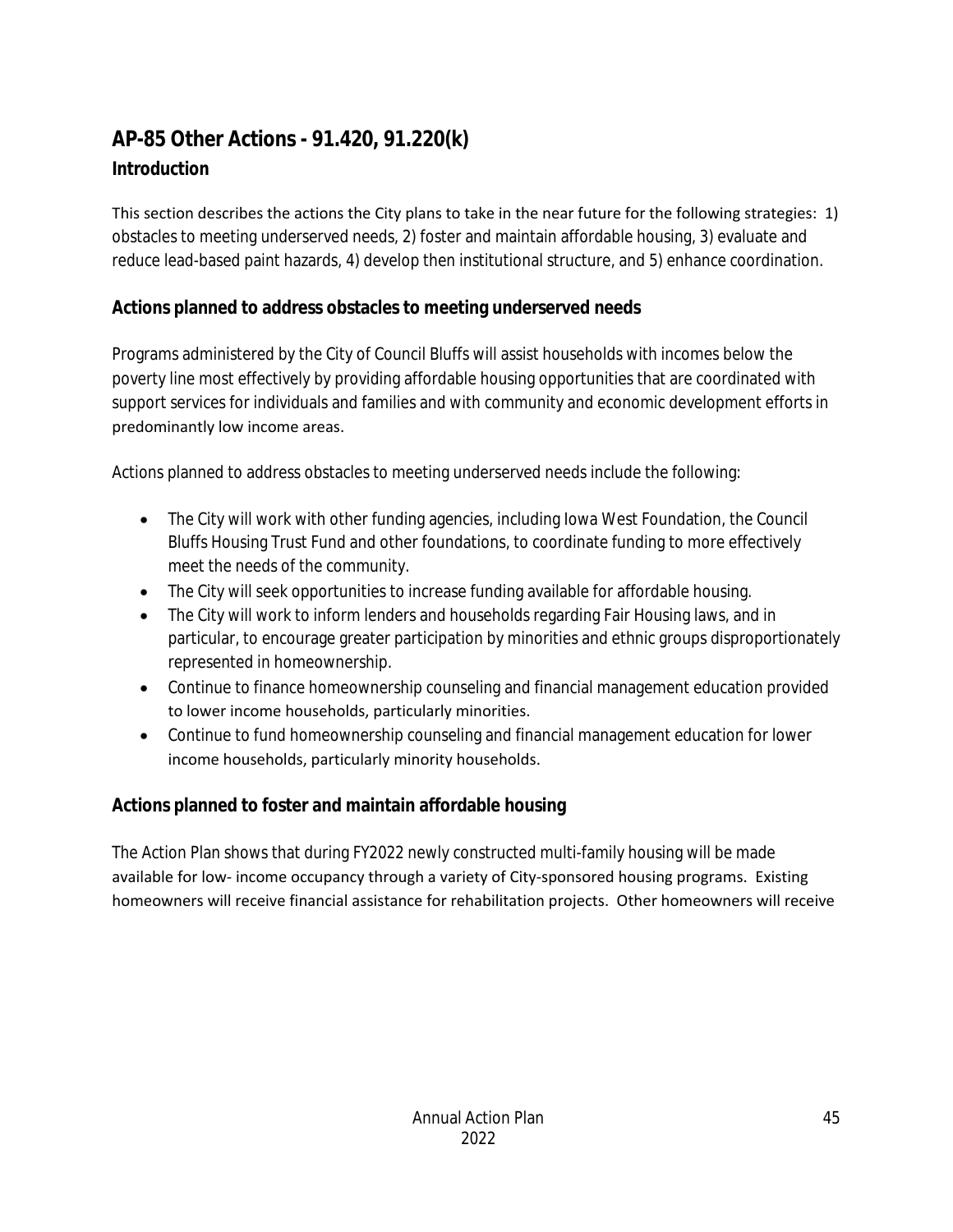## AP-85 Other Actions - 91.420, 91.220(k)

### Introduction

This section describes the actions the City plans to take in the near future for the following strategies: 1) obstacles to meeting underserved needs, 2) foster and maintain affordable housing, 3) evaluate and reduce lead-based paint hazards, 4) develop then institutional structure, and 5) enhance coordination.

### Actions planned to address obstacles to meeting underserved needs

Programs administered by the City of Council Bluffs will assist households with incomes below the poverty line most effectively by providing affordable housing opportunities that are coordinated with support services for individuals and families and with community and economic development efforts in predominantly low income areas.

Actions planned to address obstacles to meeting underserved needs include the following:

- The City will work with other funding agencies, including Iowa West Foundation, the Council Bluffs Housing Trust Fund and other foundations, to coordinate funding to more effectively meet the needs of the community.
- The City will seek opportunities to increase funding available for affordable housing.
- The City will work to inform lenders and households regarding Fair Housing laws, and in particular, to encourage greater participation by minorities and ethnic groups disproportionately represented in homeownership.
- Continue to finance homeownership counseling and financial management education provided to lower income households, particularly minorities.
- Continue to fund homeownership counseling and financial management education for lower income households, particularly minority households.

### Actions planned to foster and maintain affordable housing

The Action Plan shows that during FY2022 newly constructed multi-family housing will be made available for low- income occupancy through a variety of City-sponsored housing programs. Existing homeowners will receive financial assistance for rehabilitation projects. Other homeowners will receive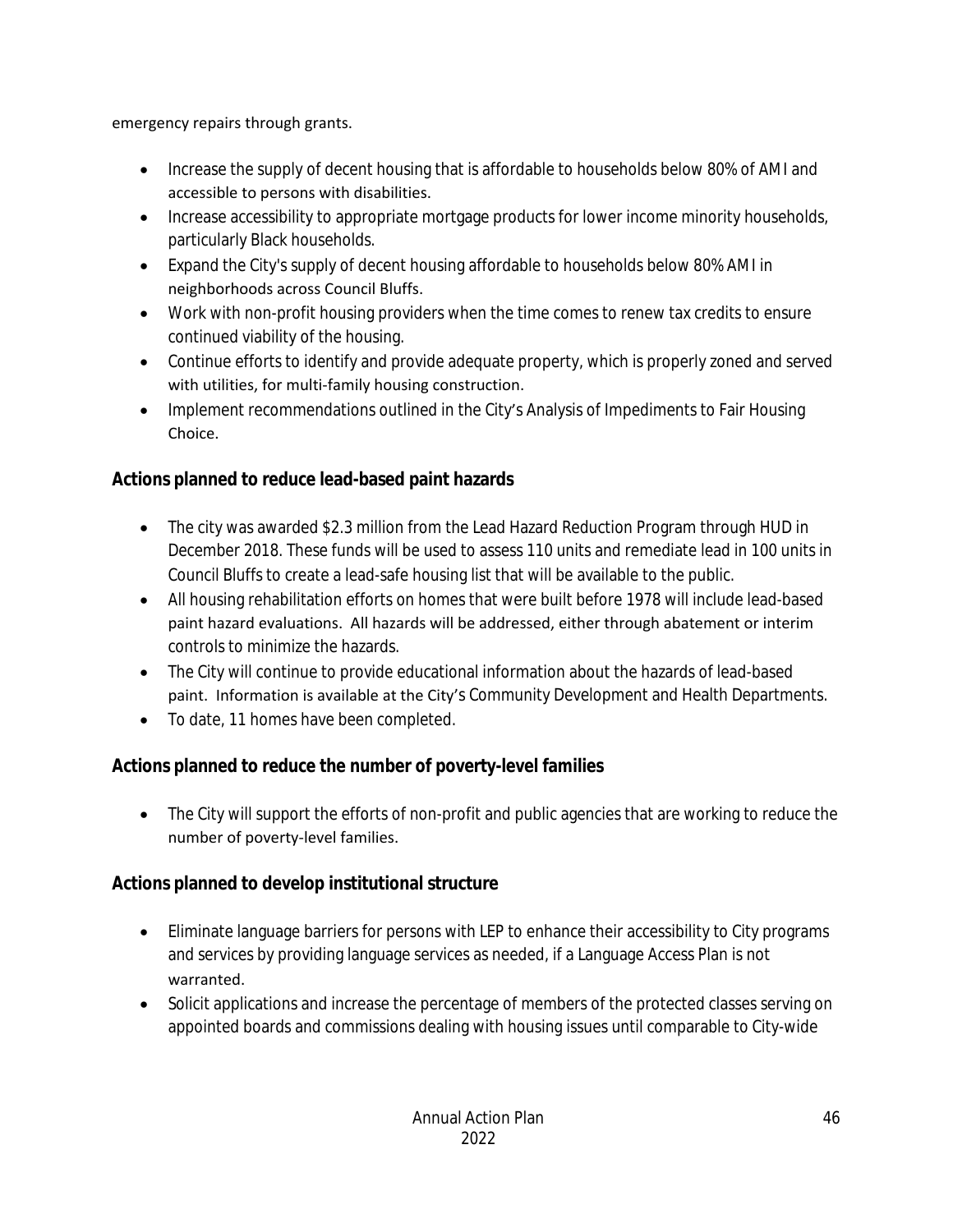emergency repairs through grants.

- Increase the supply of decent housing that is affordable to households below 80% of AMI and accessible to persons with disabilities.
- Increase accessibility to appropriate mortgage products for lower income minority households, particularly Black households.
- Expand the City's supply of decent housing affordable to households below 80% AMI in neighborhoods across Council Bluffs.
- Work with non-profit housing providers when the time comes to renew tax credits to ensure continued viability of the housing.
- Continue efforts to identify and provide adequate property, which is properly zoned and served with utilities, for multi-family housing construction.
- Implement recommendations outlined in the City's Analysis of Impediments to Fair Housing Choice.

**Actions planned to reduce lead-based paint hazards**

- The city was awarded $2.3 million from the Lead Hazard Reduction Program through HUD in December 2018. These funds will be used to assess 110 units and remediate lead in 100 units in Council Bluffs to create a lead-safe housing list that will be available to the public.
- All housing rehabilitation efforts on homes that were built before 1978 will include lead-based paint hazard evaluations. All hazards will be addressed, either through abatement or interim controls to minimize the hazards.
- The City will continue to provide educational information about the hazards of lead-based paint. Information is available at the City's Community Development and Health Departments.
- To date, 11 homes have been completed.

**Actions planned to reduce the number of poverty-level families**

- The City will support the efforts of non-profit and public agencies that are working to reduce the number of poverty-level families.

**Actions planned to develop institutional structure**

- Eliminate language barriers for persons with LEP to enhance their accessibility to City programs and services by providing language services as needed, if a Language Access Plan is not warranted.
- Solicit applications and increase the percentage of members of the protected classes serving on appointed boards and commissions dealing with housing issues until comparable to City-wide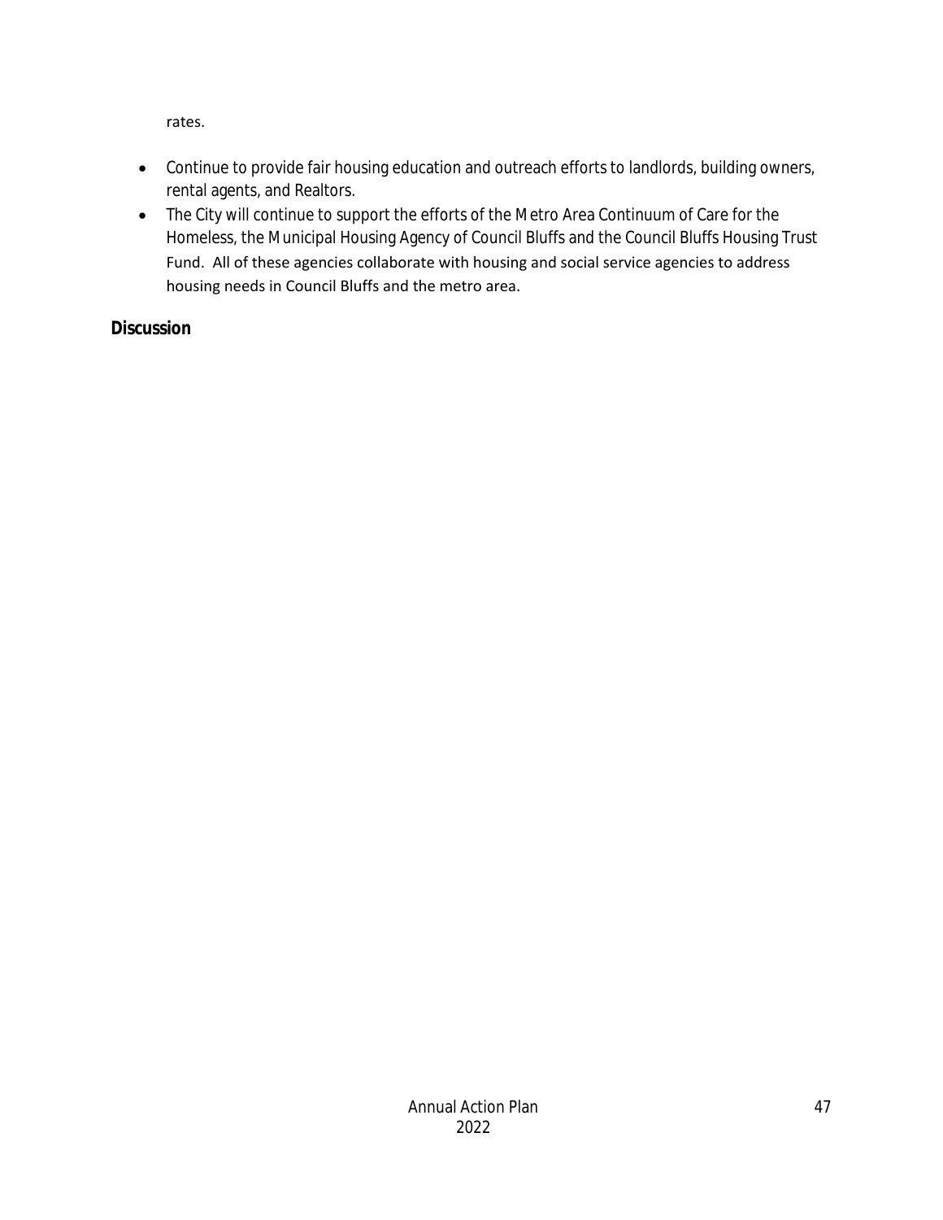rates.

- Continue to provide fair housing education and outreach efforts to landlords, building owners, rental agents, and Realtors.
- The City will continue to support the efforts of the Metro Area Continuum of Care for the Homeless, the Municipal Housing Agency of Council Bluffs and the Council Bluffs Housing Trust Fund. All of these agencies collaborate with housing and social service agencies to address housing needs in Council Bluffs and the metro area.

**Discussion**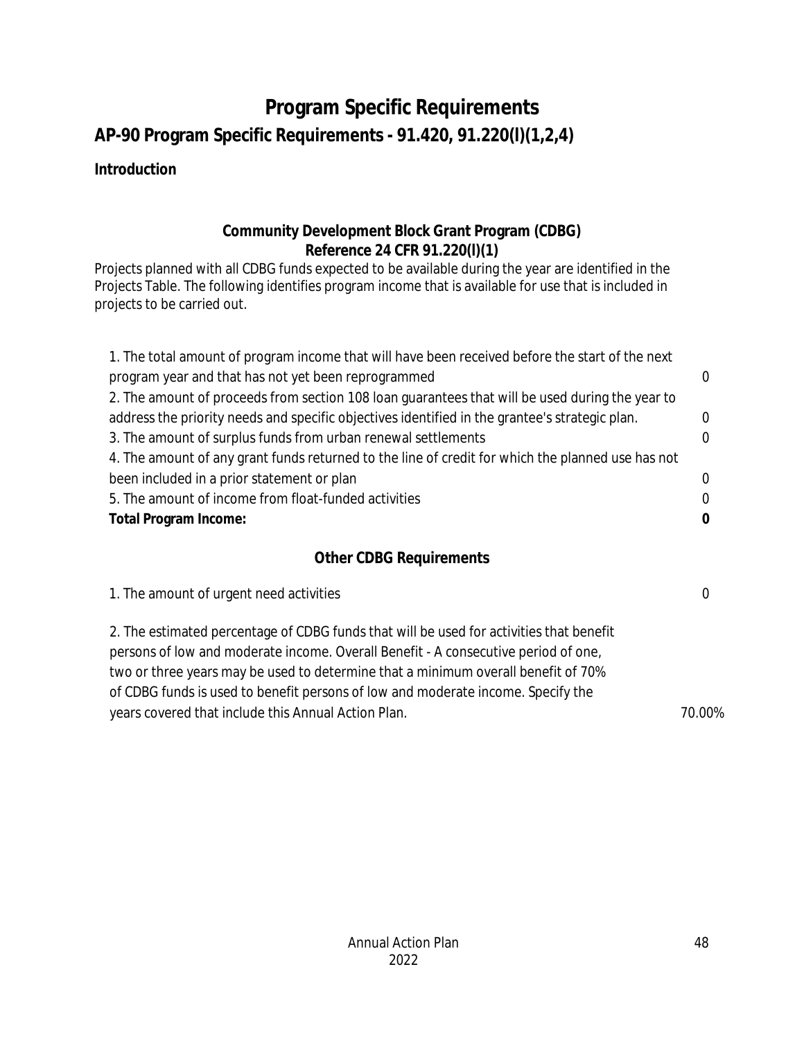# Program Specific Requirements

## AP-90 Program Specific Requirements - 91.420, 91.220(l)(1,2,4)

**Introduction**

### Community Development Block Grant Program (CDBG)
### Reference 24 CFR 91.220(l)(1)

Projects planned with all CDBG funds expected to be available during the year are identified in the Projects Table. The following identifies program income that is available for use that is included in projects to be carried out.

| | |
|---|---|
| 1. The total amount of program income that will have been received before the start of the next program year and that has not yet been reprogrammed | 0 |
| 2. The amount of proceeds from section 108 loan guarantees that will be used during the year to address the priority needs and specific objectives identified in the grantee's strategic plan. | 0 |
| 3. The amount of surplus funds from urban renewal settlements | 0 |
| 4. The amount of any grant funds returned to the line of credit for which the planned use has not been included in a prior statement or plan | 0 |
| 5. The amount of income from float-funded activities | 0 |
| **Total Program Income:** | **0** |

### Other CDBG Requirements

| | |
|---|---|
| 1. The amount of urgent need activities | 0 |
| 2. The estimated percentage of CDBG funds that will be used for activities that benefit persons of low and moderate income. Overall Benefit - A consecutive period of one, two or three years may be used to determine that a minimum overall benefit of 70% of CDBG funds is used to benefit persons of low and moderate income. Specify the years covered that include this Annual Action Plan. | 70.00% |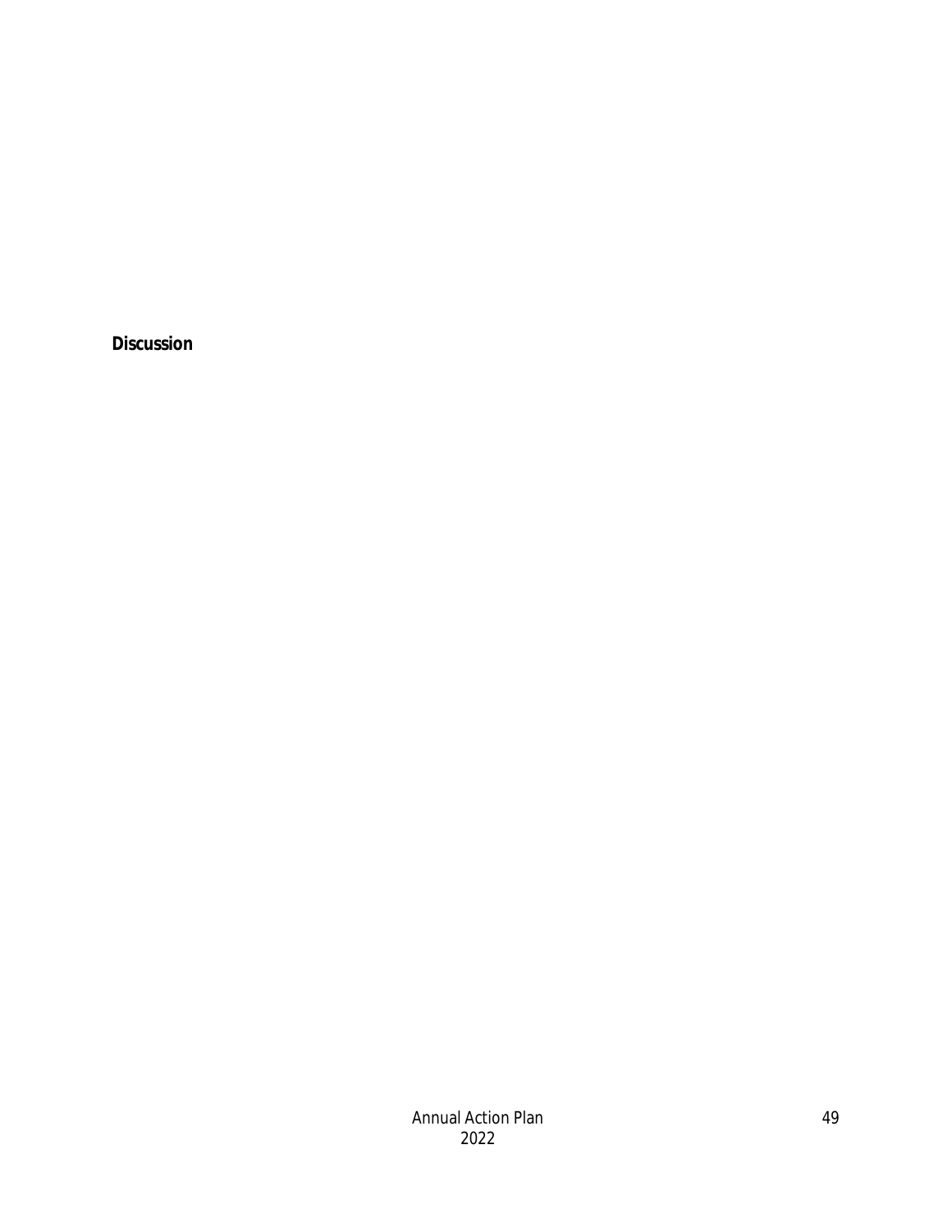**Discussion**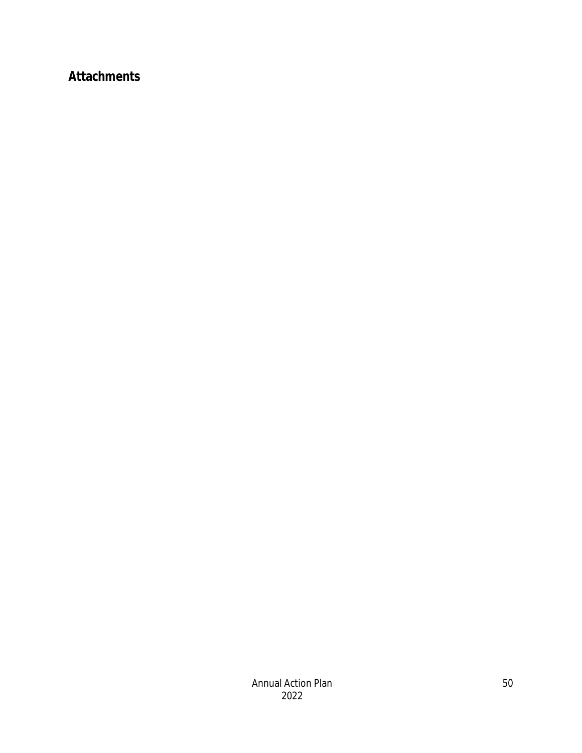# Attachments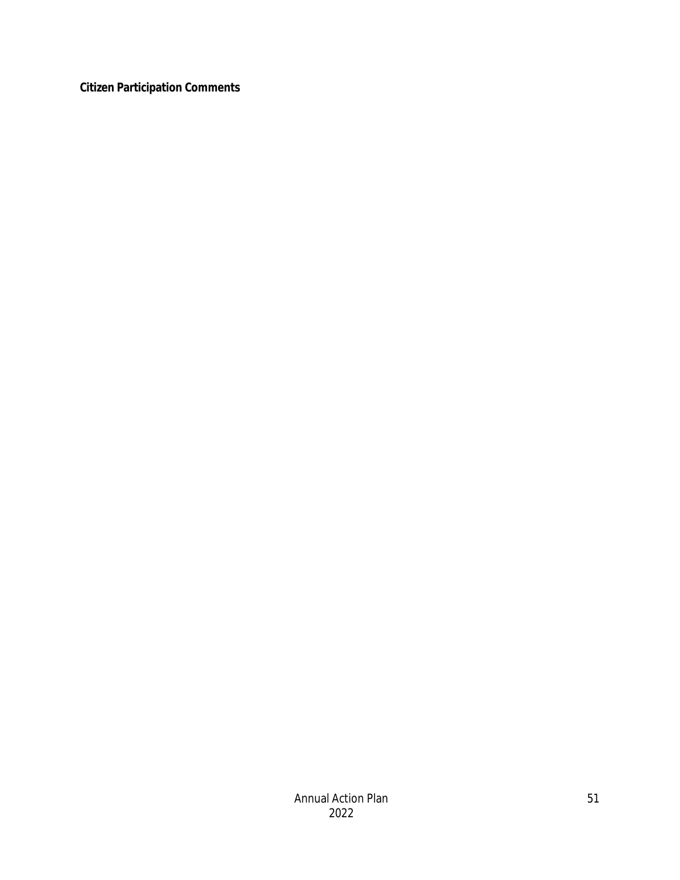**Citizen Participation Comments**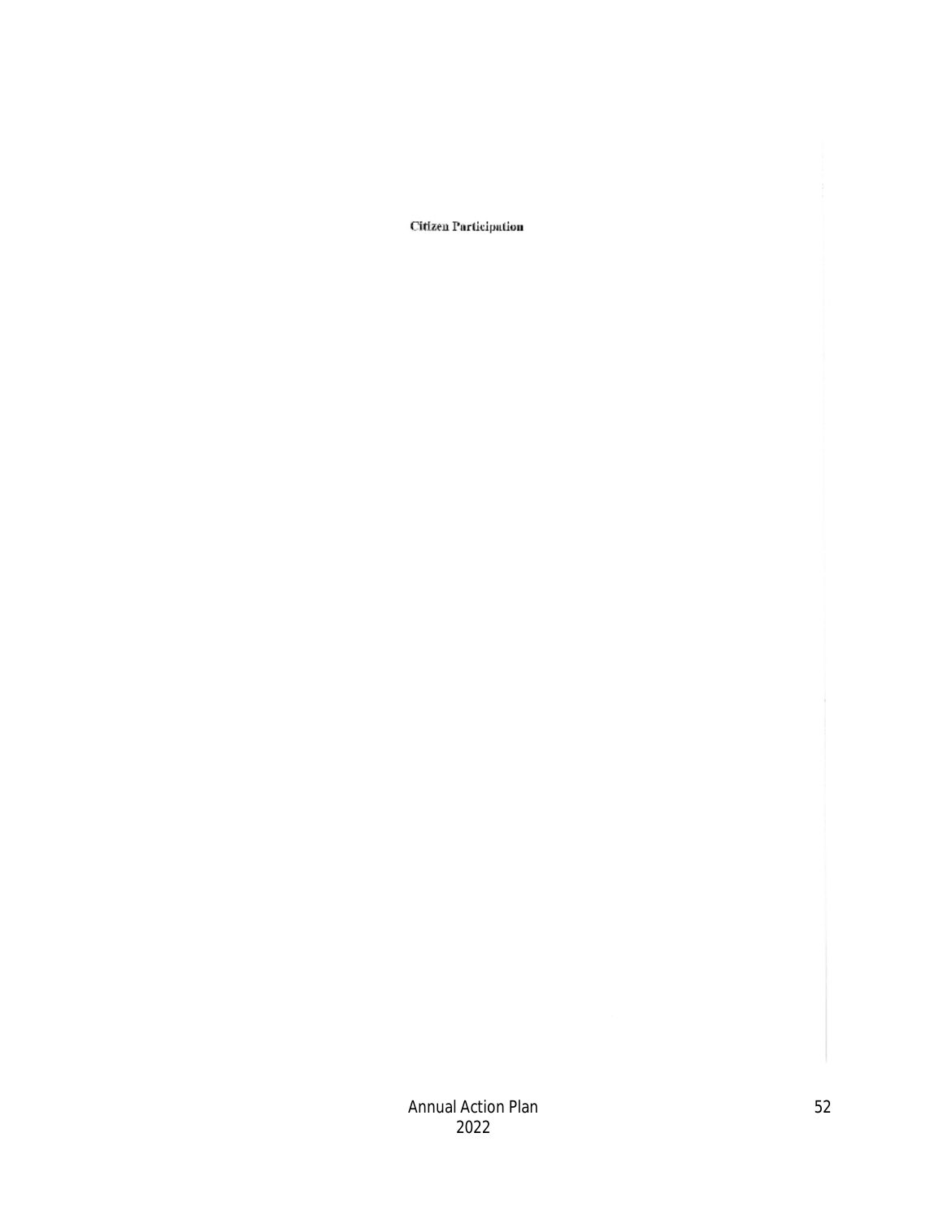**Citizen Participation**